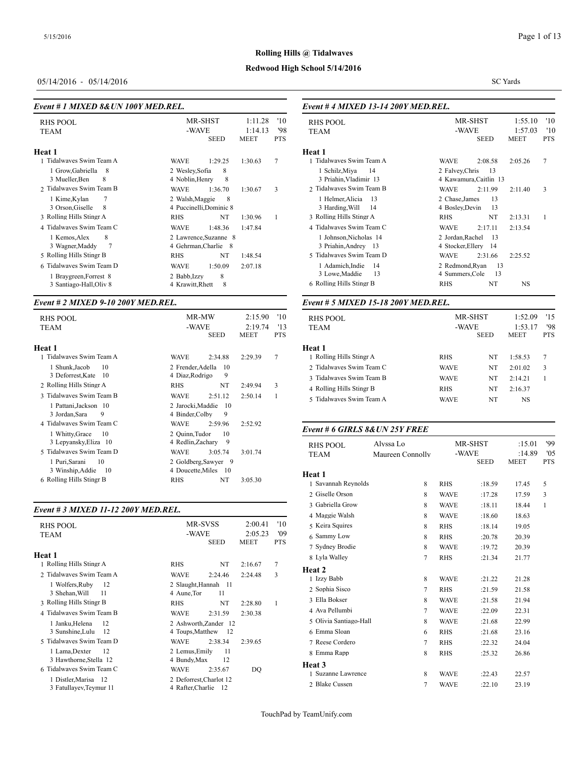**Rolling Hills @ Tidalwaves**

**Redwood High School 5/14/2016**

05/14/2016 - 05/14/2016

SC Yards

### Event # 1 MIXED 8&UN 100Y MED.REL.

| RHS POOL | MR-SHST | 1:11.28 | '10 |
|---|---|---|---|
| TEAM | -WAVE | 1:14.13 | '98 |
| | SEED | MEET | PTS |

**Heat 1**

| Team | | Seed | Meet | Pts |
|---|---|---|---|---|
| 1 Tidalwaves Swim Team A | WAVE | 1:29.25 | 1:30.63 | 7 |
| 1 Grow,Gabriella 8 | 2 Wesley,Sofia 8 | | | |
| 3 Mueller,Ben 8 | 4 Noblin,Henry 8 | | | |
| 2 Tidalwaves Swim Team B | WAVE | 1:36.70 | 1:30.67 | 3 |
| 1 Kime,Kylan 7 | 2 Walsh,Maggie 8 | | | |
| 3 Orson,Giselle 8 | 4 Puccinelli,Dominic 8 | | | |
| 3 Rolling Hills Stingr A | RHS | NT | 1:30.96 | 1 |
| 4 Tidalwaves Swim Team C | WAVE | 1:48.36 | 1:47.84 | |
| 1 Kemos,Alex 8 | 2 Lawrence,Suzanne 8 | | | |
| 3 Wagner,Maddy 7 | 4 Gehrman,Charlie 8 | | | |
| 5 Rolling Hills Stingr B | RHS | NT | 1:48.54 | |
| 6 Tidalwaves Swim Team D | WAVE | 1:50.09 | 2:07.18 | |
| 1 Braygreen,Forrest 8 | 2 Babb,Izzy 8 | | | |
| 3 Santiago-Hall,Oliv 8 | 4 Krawitt,Rhett 8 | | | |

### Event # 2 MIXED 9-10 200Y MED.REL.

| RHS POOL | MR-MW | 2:15.90 | '10 |
|---|---|---|---|
| TEAM | -WAVE | 2:19.74 | '13 |
| | SEED | MEET | PTS |

**Heat 1**

| Team | | Seed | Meet | Pts |
|---|---|---|---|---|
| 1 Tidalwaves Swim Team A | WAVE | 2:34.88 | 2:29.39 | 7 |
| 1 Shunk,Jacob 10 | 2 Frender,Adella 10 | | | |
| 3 Deforrest,Kate 10 | 4 Diaz,Rodrigo 9 | | | |
| 2 Rolling Hills Stingr A | RHS | NT | 2:49.94 | 3 |
| 3 Tidalwaves Swim Team B | WAVE | 2:51.12 | 2:50.14 | 1 |
| 1 Pattani,Jackson 10 | 2 Jarocki,Maddie 10 | | | |
| 3 Jordan,Sara 9 | 4 Binder,Colby 9 | | | |
| 4 Tidalwaves Swim Team C | WAVE | 2:59.96 | 2:52.92 | |
| 1 Whitty,Grace 10 | 2 Quinn,Tudor 10 | | | |
| 3 Lepyansky,Eliza 10 | 4 Redlin,Zachary 9 | | | |
| 5 Tidalwaves Swim Team D | WAVE | 3:05.74 | 3:01.74 | |
| 1 Puri,Sarani 10 | 2 Goldberg,Sawyer 9 | | | |
| 3 Winship,Addie 10 | 4 Doucette,Miles 10 | | | |
| 6 Rolling Hills Stingr B | RHS | NT | 3:05.30 | |

### Event # 3 MIXED 11-12 200Y MED.REL.

| RHS POOL | MR-SVSS | 2:00.41 | '10 |
|---|---|---|---|
| TEAM | -WAVE | 2:05.23 | '09 |
| | SEED | MEET | PTS |

**Heat 1**

| Team | | Seed | Meet | Pts |
|---|---|---|---|---|
| 1 Rolling Hills Stingr A | RHS | NT | 2:16.67 | 7 |
| 2 Tidalwaves Swim Team A | WAVE | 2:24.46 | 2:24.48 | 3 |
| 1 Wolfers,Ruby 12 | 2 Slaught,Hannah 11 | | | |
| 3 Shehan,Will 11 | 4 Aune,Tor 11 | | | |
| 3 Rolling Hills Stingr B | RHS | NT | 2:28.80 | 1 |
| 4 Tidalwaves Swim Team B | WAVE | 2:31.59 | 2:30.38 | |
| 1 Janku,Helena 12 | 2 Ashworth,Zander 12 | | | |
| 3 Sunshine,Lulu 12 | 4 Toups,Matthew 12 | | | |
| 5 Tidalwaves Swim Team D | WAVE | 2:38.34 | 2:39.65 | |
| 1 Lama,Dexter 12 | 2 Lemus,Emily 11 | | | |
| 3 Hawthorne,Stella 12 | 4 Bundy,Max 12 | | | |
| 6 Tidalwaves Swim Team C | WAVE | 2:35.67 | DQ | |
| 1 Distler,Marisa 12 | 2 Deforrest,Charlot 12 | | | |
| 3 Fatullayev,Teymur 11 | 4 Rafter,Charlie 12 | | | |

### Event # 4 MIXED 13-14 200Y MED.REL.

| RHS POOL | MR-SHST | 1:55.10 | '10 |
|---|---|---|---|
| TEAM | -WAVE | 1:57.03 | '10 |
| | SEED | MEET | PTS |

**Heat 1**

| Team | | Seed | Meet | Pts |
|---|---|---|---|---|
| 1 Tidalwaves Swim Team A | WAVE | 2:08.58 | 2:05.26 | 7 |
| 1 Schilz,Miya 14 | 2 Falvey,Chris 13 | | | |
| 3 Priahin,Vladimir 13 | 4 Kawamura,Caitlin 13 | | | |
| 2 Tidalwaves Swim Team B | WAVE | 2:11.99 | 2:11.40 | 3 |
| 1 Helmer,Alicia 13 | 2 Chase,James 13 | | | |
| 3 Harding,Will 14 | 4 Bosley,Devin 13 | | | |
| 3 Rolling Hills Stingr A | RHS | NT | 2:13.31 | 1 |
| 4 Tidalwaves Swim Team C | WAVE | 2:17.11 | 2:13.54 | |
| 1 Johnson,Nicholas 14 | 2 Jordan,Rachel 13 | | | |
| 3 Priahin,Andrey 13 | 4 Stocker,Ellery 14 | | | |
| 5 Tidalwaves Swim Team D | WAVE | 2:31.66 | 2:25.52 | |
| 1 Adamich,Indie 14 | 2 Redmond,Ryan 13 | | | |
| 3 Lowe,Maddie 13 | 4 Summers,Cole 13 | | | |
| 6 Rolling Hills Stingr B | RHS | NT | NS | |

### Event # 5 MIXED 15-18 200Y MED.REL.

| RHS POOL | MR-SHST | 1:52.09 | '15 |
|---|---|---|---|
| TEAM | -WAVE | 1:53.17 | '98 |
| | SEED | MEET | PTS |

**Heat 1**

| Team | | Seed | Meet | Pts |
|---|---|---|---|---|
| 1 Rolling Hills Stingr A | RHS | NT | 1:58.53 | 7 |
| 2 Tidalwaves Swim Team C | WAVE | NT | 2:01.02 | 3 |
| 3 Tidalwaves Swim Team B | WAVE | NT | 2:14.21 | 1 |
| 4 Rolling Hills Stingr B | RHS | NT | 2:16.37 | |
| 5 Tidalwaves Swim Team A | WAVE | NT | NS | |

### Event # 6 GIRLS 8&UN 25Y FREE

| RHS POOL | Alyssa Lo | MR-SHST | :15.01 | '99 |
|---|---|---|---|---|
| TEAM | Maureen Connolly | -WAVE | :14.89 | '05 |
| | | SEED | MEET | PTS |

**Heat 1**

| Name | Age | Team | Seed | Meet | Pts |
|---|---|---|---|---|---|
| 1 Savannah Reynolds | 8 | RHS | :18.59 | 17.45 | 5 |
| 2 Giselle Orson | 8 | WAVE | :17.28 | 17.59 | 3 |
| 3 Gabriella Grow | 8 | WAVE | :18.11 | 18.44 | 1 |
| 4 Maggie Walsh | 8 | WAVE | :18.60 | 18.63 | |
| 5 Keira Squires | 8 | RHS | :18.14 | 19.05 | |
| 6 Sammy Low | 8 | RHS | :20.78 | 20.39 | |
| 7 Sydney Brodie | 8 | WAVE | :19.72 | 20.39 | |
| 8 Lyla Walley | 7 | RHS | :21.34 | 21.77 | |

**Heat 2**

| Name | Age | Team | Seed | Meet | Pts |
|---|---|---|---|---|---|
| 1 Izzy Babb | 8 | WAVE | :21.22 | 21.28 | |
| 2 Sophia Sisco | 7 | RHS | :21.59 | 21.58 | |
| 3 Ella Bokser | 8 | WAVE | :21.58 | 21.94 | |
| 4 Ava Pellumbi | 7 | WAVE | :22.09 | 22.31 | |
| 5 Olivia Santiago-Hall | 8 | WAVE | :21.68 | 22.99 | |
| 6 Emma Sloan | 6 | RHS | :21.68 | 23.16 | |
| 7 Reese Cordero | 7 | RHS | :22.32 | 24.04 | |
| 8 Emma Rapp | 8 | RHS | :25.32 | 26.86 | |

**Heat 3**

| Name | Age | Team | Seed | Meet | Pts |
|---|---|---|---|---|---|
| 1 Suzanne Lawrence | 8 | WAVE | :22.43 | 22.57 | |
| 2 Blake Cussen | 7 | WAVE | :22.10 | 23.19 | |

TouchPad by TeamUnify.com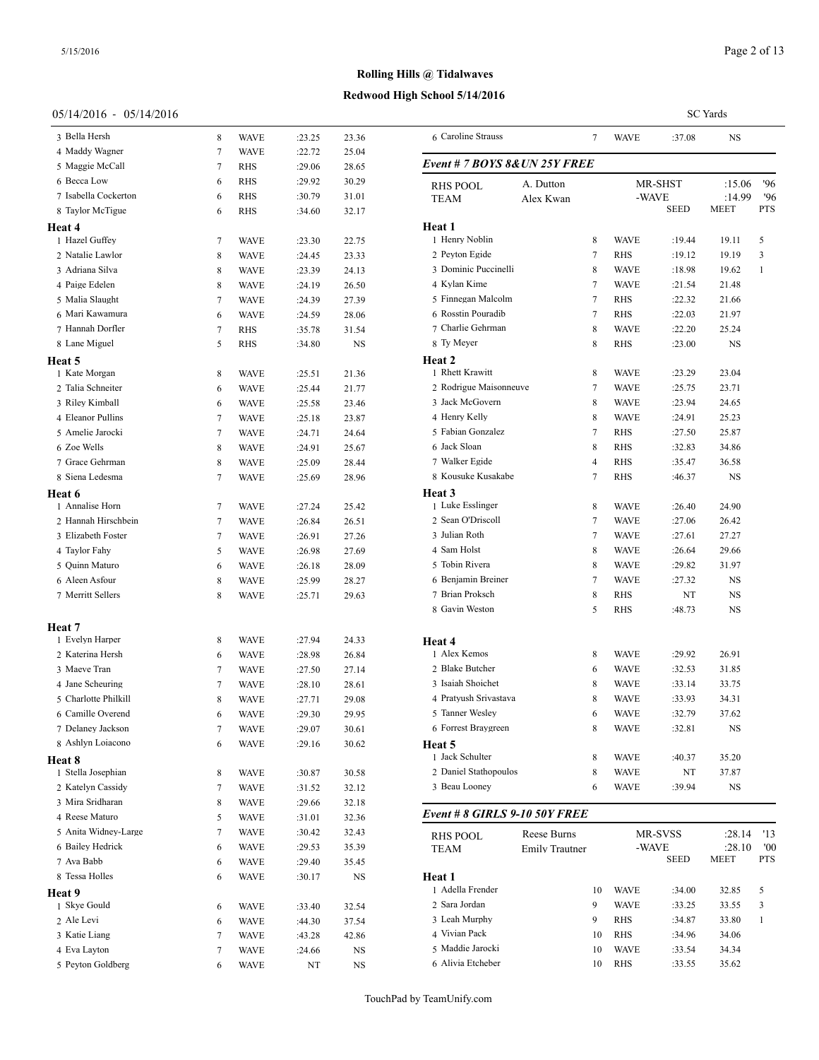**Rolling Hills @ Tidalwaves**

**Redwood High School 5/14/2016**

05/14/2016 - 05/14/2016

SC Yards

| | Age | Team | Seed | Time | |
|---|---|---|---|---|---|
| 3 Bella Hersh | 8 | WAVE | :23.25 | 23.36 | |
| 4 Maddy Wagner | 7 | WAVE | :22.72 | 25.04 | |
| 5 Maggie McCall | 7 | RHS | :29.06 | 28.65 | |
| 6 Becca Low | 6 | RHS | :29.92 | 30.29 | |
| 7 Isabella Cockerton | 6 | RHS | :30.79 | 31.01 | |
| 8 Taylor McTigue | 6 | RHS | :34.60 | 32.17 | |
| **Heat 4** | | | | | |
| 1 Hazel Guffey | 7 | WAVE | :23.30 | 22.75 | |
| 2 Natalie Lawlor | 8 | WAVE | :24.45 | 23.33 | |
| 3 Adriana Silva | 8 | WAVE | :23.39 | 24.13 | |
| 4 Paige Edelen | 8 | WAVE | :24.19 | 26.50 | |
| 5 Malia Slaught | 7 | WAVE | :24.39 | 27.39 | |
| 6 Mari Kawamura | 6 | WAVE | :24.59 | 28.06 | |
| 7 Hannah Dorfler | 7 | RHS | :35.78 | 31.54 | |
| 8 Lane Miguel | 5 | RHS | :34.80 | NS | |
| **Heat 5** | | | | | |
| 1 Kate Morgan | 8 | WAVE | :25.51 | 21.36 | |
| 2 Talia Schneiter | 6 | WAVE | :25.44 | 21.77 | |
| 3 Riley Kimball | 6 | WAVE | :25.58 | 23.46 | |
| 4 Eleanor Pullins | 7 | WAVE | :25.18 | 23.87 | |
| 5 Amelie Jarocki | 7 | WAVE | :24.71 | 24.64 | |
| 6 Zoe Wells | 8 | WAVE | :24.91 | 25.67 | |
| 7 Grace Gehrman | 8 | WAVE | :25.09 | 28.44 | |
| 8 Siena Ledesma | 7 | WAVE | :25.69 | 28.96 | |
| **Heat 6** | | | | | |
| 1 Annalise Horn | 7 | WAVE | :27.24 | 25.42 | |
| 2 Hannah Hirschbein | 7 | WAVE | :26.84 | 26.51 | |
| 3 Elizabeth Foster | 7 | WAVE | :26.91 | 27.26 | |
| 4 Taylor Fahy | 5 | WAVE | :26.98 | 27.69 | |
| 5 Quinn Maturo | 6 | WAVE | :26.18 | 28.09 | |
| 6 Aleen Asfour | 8 | WAVE | :25.99 | 28.27 | |
| 7 Merritt Sellers | 8 | WAVE | :25.71 | 29.63 | |
| **Heat 7** | | | | | |
| 1 Evelyn Harper | 8 | WAVE | :27.94 | 24.33 | |
| 2 Katerina Hersh | 6 | WAVE | :28.98 | 26.84 | |
| 3 Maeve Tran | 7 | WAVE | :27.50 | 27.14 | |
| 4 Jane Scheuring | 7 | WAVE | :28.10 | 28.61 | |
| 5 Charlotte Philkill | 8 | WAVE | :27.71 | 29.08 | |
| 6 Camille Overend | 6 | WAVE | :29.30 | 29.95 | |
| 7 Delaney Jackson | 7 | WAVE | :29.07 | 30.61 | |
| 8 Ashlyn Loiacono | 6 | WAVE | :29.16 | 30.62 | |
| **Heat 8** | | | | | |
| 1 Stella Josephian | 8 | WAVE | :30.87 | 30.58 | |
| 2 Katelyn Cassidy | 7 | WAVE | :31.52 | 32.12 | |
| 3 Mira Sridharan | 8 | WAVE | :29.66 | 32.18 | |
| 4 Reese Maturo | 5 | WAVE | :31.01 | 32.36 | |
| 5 Anita Widney-Large | 7 | WAVE | :30.42 | 32.43 | |
| 6 Bailey Hedrick | 6 | WAVE | :29.53 | 35.39 | |
| 7 Ava Babb | 6 | WAVE | :29.40 | 35.45 | |
| 8 Tessa Holles | 6 | WAVE | :30.17 | NS | |
| **Heat 9** | | | | | |
| 1 Skye Gould | 6 | WAVE | :33.40 | 32.54 | |
| 2 Ale Levi | 6 | WAVE | :44.30 | 37.54 | |
| 3 Katie Liang | 7 | WAVE | :43.28 | 42.86 | |
| 4 Eva Layton | 7 | WAVE | :24.66 | NS | |
| 5 Peyton Goldberg | 6 | WAVE | NT | NS | |
| 6 Caroline Strauss | 7 | WAVE | :37.08 | NS | |

### *Event # 7 BOYS 8&UN 25Y FREE*

| RHS POOL | A. Dutton | MR-SHST | :15.06 | '96 |
|---|---|---|---|---|
| TEAM | Alex Kwan | -WAVE | :14.99 | '96 |

| | Age | Team | SEED | MEET | PTS |
|---|---|---|---|---|---|
| **Heat 1** | | | | | |
| 1 Henry Noblin | 8 | WAVE | :19.44 | 19.11 | 5 |
| 2 Peyton Egide | 7 | RHS | :19.12 | 19.19 | 3 |
| 3 Dominic Puccinelli | 8 | WAVE | :18.98 | 19.62 | 1 |
| 4 Kylan Kime | 7 | WAVE | :21.54 | 21.48 | |
| 5 Finnegan Malcolm | 7 | RHS | :22.32 | 21.66 | |
| 6 Rosstin Pouradib | 7 | RHS | :22.03 | 21.97 | |
| 7 Charlie Gehrman | 8 | WAVE | :22.20 | 25.24 | |
| 8 Ty Meyer | 8 | RHS | :23.00 | NS | |
| **Heat 2** | | | | | |
| 1 Rhett Krawitt | 8 | WAVE | :23.29 | 23.04 | |
| 2 Rodrigue Maisonneuve | 7 | WAVE | :25.75 | 23.71 | |
| 3 Jack McGovern | 8 | WAVE | :23.94 | 24.65 | |
| 4 Henry Kelly | 8 | WAVE | :24.91 | 25.23 | |
| 5 Fabian Gonzalez | 7 | RHS | :27.50 | 25.87 | |
| 6 Jack Sloan | 8 | RHS | :32.83 | 34.86 | |
| 7 Walker Egide | 4 | RHS | :35.47 | 36.58 | |
| 8 Kousuke Kusakabe | 7 | RHS | :46.37 | NS | |
| **Heat 3** | | | | | |
| 1 Luke Esslinger | 8 | WAVE | :26.40 | 24.90 | |
| 2 Sean O'Driscoll | 7 | WAVE | :27.06 | 26.42 | |
| 3 Julian Roth | 7 | WAVE | :27.61 | 27.27 | |
| 4 Sam Holst | 8 | WAVE | :26.64 | 29.66 | |
| 5 Tobin Rivera | 8 | WAVE | :29.82 | 31.97 | |
| 6 Benjamin Breiner | 7 | WAVE | :27.32 | NS | |
| 7 Brian Proksch | 8 | RHS | NT | NS | |
| 8 Gavin Weston | 5 | RHS | :48.73 | NS | |
| **Heat 4** | | | | | |
| 1 Alex Kemos | 8 | WAVE | :29.92 | 26.91 | |
| 2 Blake Butcher | 6 | WAVE | :32.53 | 31.85 | |
| 3 Isaiah Shoichet | 8 | WAVE | :33.14 | 33.75 | |
| 4 Pratyush Srivastava | 8 | WAVE | :33.93 | 34.31 | |
| 5 Tanner Wesley | 6 | WAVE | :32.79 | 37.62 | |
| 6 Forrest Braygreen | 8 | WAVE | :32.81 | NS | |
| **Heat 5** | | | | | |
| 1 Jack Schulter | 8 | WAVE | :40.37 | 35.20 | |
| 2 Daniel Stathopoulos | 8 | WAVE | NT | 37.87 | |
| 3 Beau Looney | 6 | WAVE | :39.94 | NS | |

### *Event # 8 GIRLS 9-10 50Y FREE*

| RHS POOL | Reese Burns | MR-SVSS | :28.14 | '13 |
|---|---|---|---|---|
| TEAM | Emily Trautner | -WAVE | :28.10 | '00 |

| | Age | Team | SEED | MEET | PTS |
|---|---|---|---|---|---|
| **Heat 1** | | | | | |
| 1 Adella Frender | 10 | WAVE | :34.00 | 32.85 | 5 |
| 2 Sara Jordan | 9 | WAVE | :33.25 | 33.55 | 3 |
| 3 Leah Murphy | 9 | RHS | :34.87 | 33.80 | 1 |
| 4 Vivian Pack | 10 | RHS | :34.96 | 34.06 | |
| 5 Maddie Jarocki | 10 | WAVE | :33.54 | 34.34 | |
| 6 Alivia Etcheber | 10 | RHS | :33.55 | 35.62 | |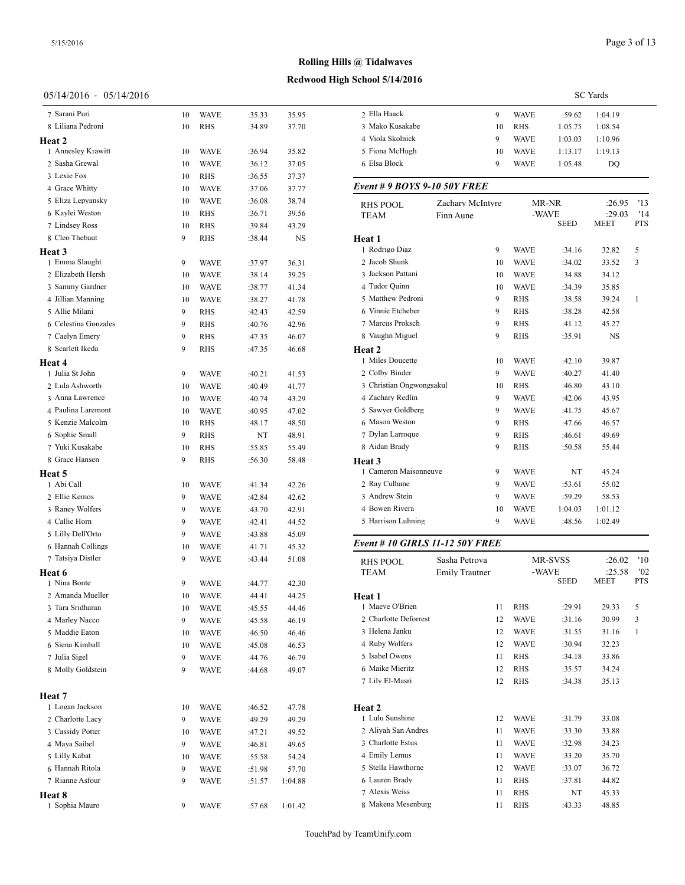**Rolling Hills @ Tidalwaves**

**Redwood High School 5/14/2016**

05/14/2016 - 05/14/2016 SC Yards

| Name | Age | Team | Seed | Finals | Pts |
|---|---|---|---|---|---|
| 7 Sarani Puri | 10 | WAVE | :35.33 | 35.95 | |
| 8 Liliana Pedroni | 10 | RHS | :34.89 | 37.70 | |
| **Heat 2** | | | | | |
| 1 Annesley Krawitt | 10 | WAVE | :36.94 | 35.82 | |
| 2 Sasha Grewal | 10 | WAVE | :36.12 | 37.05 | |
| 3 Lexie Fox | 10 | RHS | :36.55 | 37.37 | |
| 4 Grace Whitty | 10 | WAVE | :37.06 | 37.77 | |
| 5 Eliza Lepyansky | 10 | WAVE | :36.08 | 38.74 | |
| 6 Kaylei Weston | 10 | RHS | :36.71 | 39.56 | |
| 7 Lindsey Ross | 10 | RHS | :39.84 | 43.29 | |
| 8 Cleo Thebaut | 9 | RHS | :38.44 | NS | |
| **Heat 3** | | | | | |
| 1 Emma Slaught | 9 | WAVE | :37.97 | 36.31 | |
| 2 Elizabeth Hersh | 10 | WAVE | :38.14 | 39.25 | |
| 3 Sammy Gardner | 10 | WAVE | :38.77 | 41.34 | |
| 4 Jillian Manning | 10 | WAVE | :38.27 | 41.78 | |
| 5 Allie Milani | 9 | RHS | :42.43 | 42.59 | |
| 6 Celestina Gonzales | 9 | RHS | :40.76 | 42.96 | |
| 7 Caelyn Emery | 9 | RHS | :47.35 | 46.07 | |
| 8 Scarlett Ikeda | 9 | RHS | :47.35 | 46.68 | |
| **Heat 4** | | | | | |
| 1 Julia St John | 9 | WAVE | :40.21 | 41.53 | |
| 2 Lula Ashworth | 10 | WAVE | :40.49 | 41.77 | |
| 3 Anna Lawrence | 10 | WAVE | :40.74 | 43.29 | |
| 4 Paulina Laremont | 10 | WAVE | :40.95 | 47.02 | |
| 5 Kenzie Malcolm | 10 | RHS | :48.17 | 48.50 | |
| 6 Sophie Small | 9 | RHS | NT | 48.91 | |
| 7 Yuki Kusakabe | 10 | RHS | :55.85 | 55.49 | |
| 8 Grace Hansen | 9 | RHS | :56.30 | 58.48 | |
| **Heat 5** | | | | | |
| 1 Abi Call | 10 | WAVE | :41.34 | 42.26 | |
| 2 Ellie Kemos | 9 | WAVE | :42.84 | 42.62 | |
| 3 Raney Wolfers | 9 | WAVE | :43.70 | 42.91 | |
| 4 Callie Horn | 9 | WAVE | :42.41 | 44.52 | |
| 5 Lilly Dell'Orto | 9 | WAVE | :43.88 | 45.09 | |
| 6 Hannah Collings | 10 | WAVE | :41.71 | 45.32 | |
| 7 Tatsiya Distler | 9 | WAVE | :43.44 | 51.08 | |
| **Heat 6** | | | | | |
| 1 Nina Bonte | 9 | WAVE | :44.77 | 42.30 | |
| 2 Amanda Mueller | 10 | WAVE | :44.41 | 44.25 | |
| 3 Tara Sridharan | 10 | WAVE | :45.55 | 44.46 | |
| 4 Marley Nacco | 9 | WAVE | :45.58 | 46.19 | |
| 5 Maddie Eaton | 10 | WAVE | :46.50 | 46.46 | |
| 6 Siena Kimball | 10 | WAVE | :45.08 | 46.53 | |
| 7 Julia Sigel | 9 | WAVE | :44.76 | 46.79 | |
| 8 Molly Goldstein | 9 | WAVE | :44.68 | 49.07 | |
| **Heat 7** | | | | | |
| 1 Logan Jackson | 10 | WAVE | :46.52 | 47.78 | |
| 2 Charlotte Lacy | 9 | WAVE | :49.29 | 49.29 | |
| 3 Cassidy Potter | 10 | WAVE | :47.21 | 49.52 | |
| 4 Maya Saibel | 9 | WAVE | :46.81 | 49.65 | |
| 5 Lilly Kabat | 10 | WAVE | :55.58 | 54.24 | |
| 6 Hannah Ritola | 9 | WAVE | :51.98 | 57.70 | |
| 7 Rianne Asfour | 9 | WAVE | :51.57 | 1:04.88 | |
| **Heat 8** | | | | | |
| 1 Sophia Mauro | 9 | WAVE | :57.68 | 1:01.42 | |
| 2 Ella Haack | 9 | WAVE | :59.62 | 1:04.19 | |
| 3 Mako Kusakabe | 10 | RHS | 1:05.75 | 1:08.54 | |
| 4 Viola Skolnick | 9 | WAVE | 1:03.03 | 1:10.96 | |
| 5 Fiona McHugh | 10 | WAVE | 1:13.17 | 1:19.13 | |
| 6 Elsa Block | 9 | WAVE | 1:05.48 | DQ | |

### *Event # 9 BOYS 9-10 50Y FREE*

| | | | | | |
|---|---|---|---|---|---|
| RHS POOL | Zachary McIntyre | | MR-NR | :26.95 | '13 |
| TEAM | Finn Aune | | -WAVE | :29.03 | '14 |
| | | | SEED | MEET | PTS |
| **Heat 1** | | | | | |
| 1 Rodrigo Diaz | 9 | WAVE | :34.16 | 32.82 | 5 |
| 2 Jacob Shunk | 10 | WAVE | :34.02 | 33.52 | 3 |
| 3 Jackson Pattani | 10 | WAVE | :34.88 | 34.12 | |
| 4 Tudor Quinn | 10 | WAVE | :34.39 | 35.85 | |
| 5 Matthew Pedroni | 9 | RHS | :38.58 | 39.24 | 1 |
| 6 Vinnie Etcheber | 9 | RHS | :38.28 | 42.58 | |
| 7 Marcus Proksch | 9 | RHS | :41.12 | 45.27 | |
| 8 Vaughn Miguel | 9 | RHS | :35.91 | NS | |
| **Heat 2** | | | | | |
| 1 Miles Doucette | 10 | WAVE | :42.10 | 39.87 | |
| 2 Colby Binder | 9 | WAVE | :40.27 | 41.40 | |
| 3 Christian Ongwongsakul | 10 | RHS | :46.80 | 43.10 | |
| 4 Zachary Redlin | 9 | WAVE | :42.06 | 43.95 | |
| 5 Sawyer Goldberg | 9 | WAVE | :41.75 | 45.67 | |
| 6 Mason Weston | 9 | RHS | :47.66 | 46.57 | |
| 7 Dylan Larroque | 9 | RHS | :46.61 | 49.69 | |
| 8 Aidan Brady | 9 | RHS | :50.58 | 55.44 | |
| **Heat 3** | | | | | |
| 1 Cameron Maisonneuve | 9 | WAVE | NT | 45.24 | |
| 2 Ray Culhane | 9 | WAVE | :53.61 | 55.02 | |
| 3 Andrew Stein | 9 | WAVE | :59.29 | 58.53 | |
| 4 Bowen Rivera | 10 | WAVE | 1:04.03 | 1:01.12 | |
| 5 Harrison Luhning | 9 | WAVE | :48.56 | 1:02.49 | |

### *Event # 10 GIRLS 11-12 50Y FREE*

| | | | | | |
|---|---|---|---|---|---|
| RHS POOL | Sasha Petrova | | MR-SVSS | :26.02 | '10 |
| TEAM | Emily Trautner | | -WAVE | :25.58 | '02 |
| | | | SEED | MEET | PTS |
| **Heat 1** | | | | | |
| 1 Maeve O'Brien | 11 | RHS | :29.91 | 29.33 | 5 |
| 2 Charlotte Deforrest | 12 | WAVE | :31.16 | 30.99 | 3 |
| 3 Helena Janku | 12 | WAVE | :31.55 | 31.16 | 1 |
| 4 Ruby Wolfers | 12 | WAVE | :30.94 | 32.23 | |
| 5 Isabel Owens | 11 | RHS | :34.18 | 33.86 | |
| 6 Maike Mieritz | 12 | RHS | :35.57 | 34.24 | |
| 7 Lily El-Masri | 12 | RHS | :34.38 | 35.13 | |
| **Heat 2** | | | | | |
| 1 Lulu Sunshine | 12 | WAVE | :31.79 | 33.08 | |
| 2 Aliyah San Andres | 11 | WAVE | :33.30 | 33.88 | |
| 3 Charlotte Estus | 11 | WAVE | :32.98 | 34.23 | |
| 4 Emily Lemus | 11 | WAVE | :33.20 | 35.70 | |
| 5 Stella Hawthorne | 12 | WAVE | :33.07 | 36.72 | |
| 6 Lauren Brady | 11 | RHS | :37.81 | 44.82 | |
| 7 Alexis Weiss | 11 | RHS | NT | 45.33 | |
| 8 Makena Mesenburg | 11 | RHS | :43.33 | 48.85 | |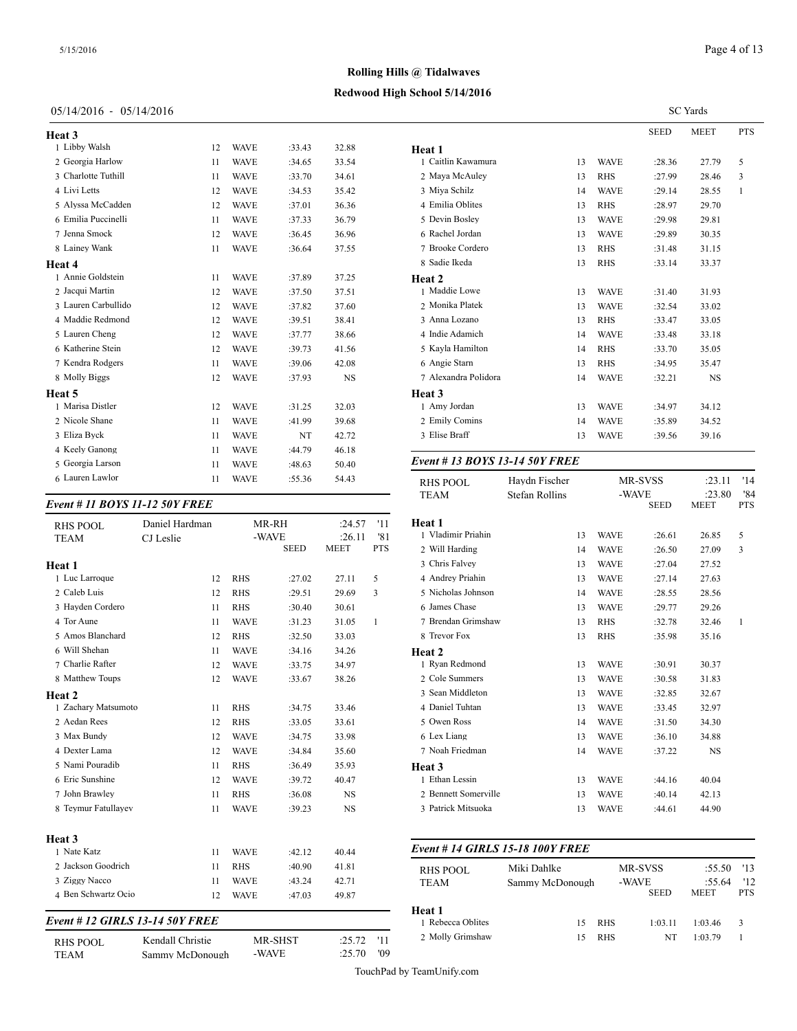**Rolling Hills @ Tidalwaves**

**Redwood High School 5/14/2016**

05/14/2016 - 05/14/2016

SC Yards

**Heat 3**

| | Name | Age | Team | Seed | Meet | Pts |
|---|---|---|---|---|---|---|
| 1 | Libby Walsh | 12 | WAVE | :33.43 | 32.88 | |
| 2 | Georgia Harlow | 11 | WAVE | :34.65 | 33.54 | |
| 3 | Charlotte Tuthill | 11 | WAVE | :33.70 | 34.61 | |
| 4 | Livi Letts | 12 | WAVE | :34.53 | 35.42 | |
| 5 | Alyssa McCadden | 12 | WAVE | :37.01 | 36.36 | |
| 6 | Emilia Puccinelli | 11 | WAVE | :37.33 | 36.79 | |
| 7 | Jenna Smock | 12 | WAVE | :36.45 | 36.96 | |
| 8 | Lainey Wank | 11 | WAVE | :36.64 | 37.55 | |

**Heat 4**

| | Name | Age | Team | Seed | Meet | Pts |
|---|---|---|---|---|---|---|
| 1 | Annie Goldstein | 11 | WAVE | :37.89 | 37.25 | |
| 2 | Jacqui Martin | 12 | WAVE | :37.50 | 37.51 | |
| 3 | Lauren Carbullido | 12 | WAVE | :37.82 | 37.60 | |
| 4 | Maddie Redmond | 12 | WAVE | :39.51 | 38.41 | |
| 5 | Lauren Cheng | 12 | WAVE | :37.77 | 38.66 | |
| 6 | Katherine Stein | 12 | WAVE | :39.73 | 41.56 | |
| 7 | Kendra Rodgers | 11 | WAVE | :39.06 | 42.08 | |
| 8 | Molly Biggs | 12 | WAVE | :37.93 | NS | |

**Heat 5**

| | Name | Age | Team | Seed | Meet | Pts |
|---|---|---|---|---|---|---|
| 1 | Marisa Distler | 12 | WAVE | :31.25 | 32.03 | |
| 2 | Nicole Shane | 11 | WAVE | :41.99 | 39.68 | |
| 3 | Eliza Byck | 11 | WAVE | NT | 42.72 | |
| 4 | Keely Ganong | 11 | WAVE | :44.79 | 46.18 | |
| 5 | Georgia Larson | 11 | WAVE | :48.63 | 50.40 | |
| 6 | Lauren Lawlor | 11 | WAVE | :55.36 | 54.43 | |

### *Event # 11 BOYS 11-12 50Y FREE*

| | | | |
|---|---|---|---|
| RHS POOL | Daniel Hardman | MR-RH | :24.57 '11 |
| TEAM | CJ Leslie | -WAVE | :26.11 '81 |

**Heat 1**

| | Name | Age | Team | Seed | Meet | Pts |
|---|---|---|---|---|---|---|
| 1 | Luc Larroque | 12 | RHS | :27.02 | 27.11 | 5 |
| 2 | Caleb Luis | 12 | RHS | :29.51 | 29.69 | 3 |
| 3 | Hayden Cordero | 11 | RHS | :30.40 | 30.61 | |
| 4 | Tor Aune | 11 | WAVE | :31.23 | 31.05 | 1 |
| 5 | Amos Blanchard | 12 | RHS | :32.50 | 33.03 | |
| 6 | Will Shehan | 11 | WAVE | :34.16 | 34.26 | |
| 7 | Charlie Rafter | 12 | WAVE | :33.75 | 34.97 | |
| 8 | Matthew Toups | 12 | WAVE | :33.67 | 38.26 | |

**Heat 2**

| | Name | Age | Team | Seed | Meet | Pts |
|---|---|---|---|---|---|---|
| 1 | Zachary Matsumoto | 11 | RHS | :34.75 | 33.46 | |
| 2 | Aedan Rees | 12 | RHS | :33.05 | 33.61 | |
| 3 | Max Bundy | 12 | WAVE | :34.75 | 33.98 | |
| 4 | Dexter Lama | 12 | WAVE | :34.84 | 35.60 | |
| 5 | Nami Pouradib | 11 | RHS | :36.49 | 35.93 | |
| 6 | Eric Sunshine | 12 | WAVE | :39.72 | 40.47 | |
| 7 | John Brawley | 11 | RHS | :36.08 | NS | |
| 8 | Teymur Fatullayev | 11 | WAVE | :39.23 | NS | |

**Heat 3**

| | Name | Age | Team | Seed | Meet | Pts |
|---|---|---|---|---|---|---|
| 1 | Nate Katz | 11 | WAVE | :42.12 | 40.44 | |
| 2 | Jackson Goodrich | 11 | RHS | :40.90 | 41.81 | |
| 3 | Ziggy Nacco | 11 | WAVE | :43.24 | 42.71 | |
| 4 | Ben Schwartz Ocio | 12 | WAVE | :47.03 | 49.87 | |

### *Event # 12 GIRLS 13-14 50Y FREE*

| | | | |
|---|---|---|---|
| RHS POOL | Kendall Christie | MR-SHST | :25.72 '11 |
| TEAM | Sammy McDonough | -WAVE | :25.70 '09 |

**Heat 1**

| | Name | Age | Team | Seed | Meet | Pts |
|---|---|---|---|---|---|---|
| 1 | Caitlin Kawamura | 13 | WAVE | :28.36 | 27.79 | 5 |
| 2 | Maya McAuley | 13 | RHS | :27.99 | 28.46 | 3 |
| 3 | Miya Schilz | 14 | WAVE | :29.14 | 28.55 | 1 |
| 4 | Emilia Oblites | 13 | RHS | :28.97 | 29.70 | |
| 5 | Devin Bosley | 13 | WAVE | :29.98 | 29.81 | |
| 6 | Rachel Jordan | 13 | WAVE | :29.89 | 30.35 | |
| 7 | Brooke Cordero | 13 | RHS | :31.48 | 31.15 | |
| 8 | Sadie Ikeda | 13 | RHS | :33.14 | 33.37 | |

**Heat 2**

| | Name | Age | Team | Seed | Meet | Pts |
|---|---|---|---|---|---|---|
| 1 | Maddie Lowe | 13 | WAVE | :31.40 | 31.93 | |
| 2 | Monika Platek | 13 | WAVE | :32.54 | 33.02 | |
| 3 | Anna Lozano | 13 | RHS | :33.47 | 33.05 | |
| 4 | Indie Adamich | 14 | WAVE | :33.48 | 33.18 | |
| 5 | Kayla Hamilton | 14 | RHS | :33.70 | 35.05 | |
| 6 | Angie Starn | 13 | RHS | :34.95 | 35.47 | |
| 7 | Alexandra Polidora | 14 | WAVE | :32.21 | NS | |

**Heat 3**

| | Name | Age | Team | Seed | Meet | Pts |
|---|---|---|---|---|---|---|
| 1 | Amy Jordan | 13 | WAVE | :34.97 | 34.12 | |
| 2 | Emily Comins | 14 | WAVE | :35.89 | 34.52 | |
| 3 | Elise Braff | 13 | WAVE | :39.56 | 39.16 | |

### *Event # 13 BOYS 13-14 50Y FREE*

| | | | |
|---|---|---|---|
| RHS POOL | Haydn Fischer | MR-SVSS | :23.11 '14 |
| TEAM | Stefan Rollins | -WAVE | :23.80 '84 |

**Heat 1**

| | Name | Age | Team | Seed | Meet | Pts |
|---|---|---|---|---|---|---|
| 1 | Vladimir Priahin | 13 | WAVE | :26.61 | 26.85 | 5 |
| 2 | Will Harding | 14 | WAVE | :26.50 | 27.09 | 3 |
| 3 | Chris Falvey | 13 | WAVE | :27.04 | 27.52 | |
| 4 | Andrey Priahin | 13 | WAVE | :27.14 | 27.63 | |
| 5 | Nicholas Johnson | 14 | WAVE | :28.55 | 28.56 | |
| 6 | James Chase | 13 | WAVE | :29.77 | 29.26 | |
| 7 | Brendan Grimshaw | 13 | RHS | :32.78 | 32.46 | 1 |
| 8 | Trevor Fox | 13 | RHS | :35.98 | 35.16 | |

**Heat 2**

| | Name | Age | Team | Seed | Meet | Pts |
|---|---|---|---|---|---|---|
| 1 | Ryan Redmond | 13 | WAVE | :30.91 | 30.37 | |
| 2 | Cole Summers | 13 | WAVE | :30.58 | 31.83 | |
| 3 | Sean Middleton | 13 | WAVE | :32.85 | 32.67 | |
| 4 | Daniel Tuhtan | 13 | WAVE | :33.45 | 32.97 | |
| 5 | Owen Ross | 14 | WAVE | :31.50 | 34.30 | |
| 6 | Lex Liang | 13 | WAVE | :36.10 | 34.88 | |
| 7 | Noah Friedman | 14 | WAVE | :37.22 | NS | |

**Heat 3**

| | Name | Age | Team | Seed | Meet | Pts |
|---|---|---|---|---|---|---|
| 1 | Ethan Lessin | 13 | WAVE | :44.16 | 40.04 | |
| 2 | Bennett Somerville | 13 | WAVE | :40.14 | 42.13 | |
| 3 | Patrick Mitsuoka | 13 | WAVE | :44.61 | 44.90 | |

### *Event # 14 GIRLS 15-18 100Y FREE*

| | | | |
|---|---|---|---|
| RHS POOL | Miki Dahlke | MR-SVSS | :55.50 '13 |
| TEAM | Sammy McDonough | -WAVE | :55.64 '12 |

**Heat 1**

| | Name | Age | Team | Seed | Meet | Pts |
|---|---|---|---|---|---|---|
| 1 | Rebecca Oblites | 15 | RHS | 1:03.11 | 1:03.46 | 3 |
| 2 | Molly Grimshaw | 15 | RHS | NT | 1:03.79 | 1 |

TouchPad by TeamUnify.com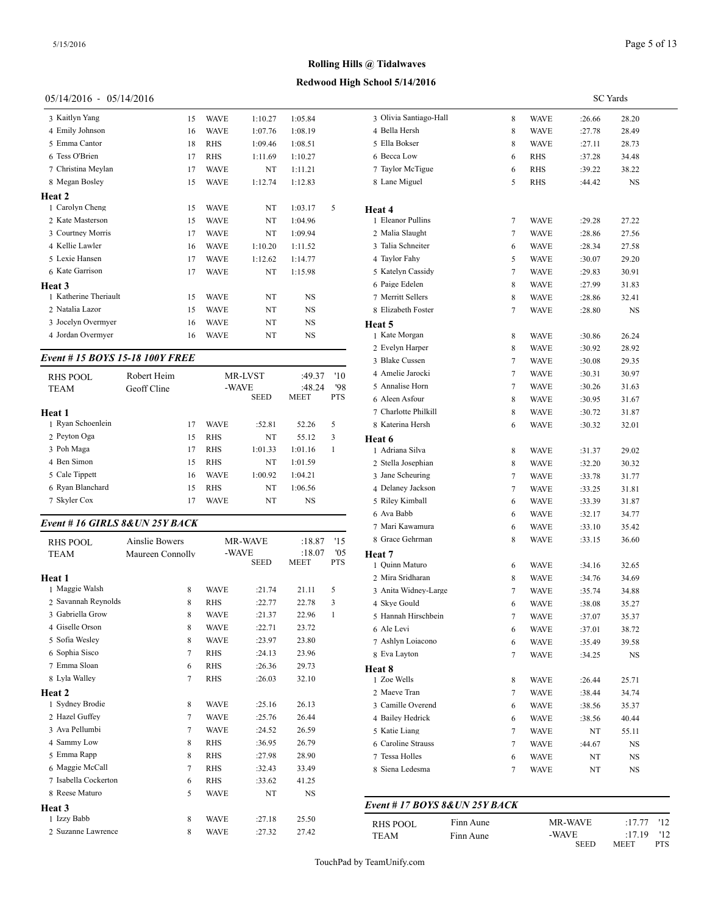# Rolling Hills @ Tidalwaves

## Redwood High School 5/14/2016

05/14/2016 - 05/14/2016 SC Yards

| Name | Age | Team | Seed | Finals | Pts |
|---|---|---|---|---|---|
| 3 Kaitlyn Yang | 15 | WAVE | 1:10.27 | 1:05.84 | |
| 4 Emily Johnson | 16 | WAVE | 1:07.76 | 1:08.19 | |
| 5 Emma Cantor | 18 | RHS | 1:09.46 | 1:08.51 | |
| 6 Tess O'Brien | 17 | RHS | 1:11.69 | 1:10.27 | |
| 7 Christina Meylan | 17 | WAVE | NT | 1:11.21 | |
| 8 Megan Bosley | 15 | WAVE | 1:12.74 | 1:12.83 | |

**Heat 2**

| Name | Age | Team | Seed | Finals | Pts |
|---|---|---|---|---|---|
| 1 Carolyn Cheng | 15 | WAVE | NT | 1:03.17 | 5 |
| 2 Kate Masterson | 15 | WAVE | NT | 1:04.96 | |
| 3 Courtney Morris | 17 | WAVE | NT | 1:09.94 | |
| 4 Kellie Lawler | 16 | WAVE | 1:10.20 | 1:11.52 | |
| 5 Lexie Hansen | 17 | WAVE | 1:12.62 | 1:14.77 | |
| 6 Kate Garrison | 17 | WAVE | NT | 1:15.98 | |

**Heat 3**

| Name | Age | Team | Seed | Finals | Pts |
|---|---|---|---|---|---|
| 1 Katherine Theriault | 15 | WAVE | NT | NS | |
| 2 Natalia Lazor | 15 | WAVE | NT | NS | |
| 3 Jocelyn Overmyer | 16 | WAVE | NT | NS | |
| 4 Jordan Overmyer | 16 | WAVE | NT | NS | |

### *Event # 15 BOYS 15-18 100Y FREE*

| | | | | | |
|---|---|---|---|---|---|
| RHS POOL | Robert Heim | MR-LVST | :49.37 | '10 | |
| TEAM | Geoff Cline | -WAVE | :48.24 | '98 | |
| | | | SEED | MEET | PTS |

**Heat 1**

| Name | Age | Team | Seed | Finals | Pts |
|---|---|---|---|---|---|
| 1 Ryan Schoenlein | 17 | WAVE | :52.81 | 52.26 | 5 |
| 2 Peyton Oga | 15 | RHS | NT | 55.12 | 3 |
| 3 Poh Maga | 17 | RHS | 1:01.33 | 1:01.16 | 1 |
| 4 Ben Simon | 15 | RHS | NT | 1:01.59 | |
| 5 Cale Tippett | 16 | WAVE | 1:00.92 | 1:04.21 | |
| 6 Ryan Blanchard | 15 | RHS | NT | 1:06.56 | |
| 7 Skyler Cox | 17 | WAVE | NT | NS | |

### *Event # 16 GIRLS 8&UN 25Y BACK*

| | | | | | |
|---|---|---|---|---|---|
| RHS POOL | Ainslie Bowers | MR-WAVE | :18.87 | '15 | |
| TEAM | Maureen Connolly | -WAVE | :18.07 | '05 | |
| | | | SEED | MEET | PTS |

**Heat 1**

| Name | Age | Team | Seed | Finals | Pts |
|---|---|---|---|---|---|
| 1 Maggie Walsh | 8 | WAVE | :21.74 | 21.11 | 5 |
| 2 Savannah Reynolds | 8 | RHS | :22.77 | 22.78 | 3 |
| 3 Gabriella Grow | 8 | WAVE | :21.37 | 22.96 | 1 |
| 4 Giselle Orson | 8 | WAVE | :22.71 | 23.72 | |
| 5 Sofia Wesley | 8 | WAVE | :23.97 | 23.80 | |
| 6 Sophia Sisco | 7 | RHS | :24.13 | 23.96 | |
| 7 Emma Sloan | 6 | RHS | :26.36 | 29.73 | |
| 8 Lyla Walley | 7 | RHS | :26.03 | 32.10 | |

**Heat 2**

| Name | Age | Team | Seed | Finals | Pts |
|---|---|---|---|---|---|
| 1 Sydney Brodie | 8 | WAVE | :25.16 | 26.13 | |
| 2 Hazel Guffey | 7 | WAVE | :25.76 | 26.44 | |
| 3 Ava Pellumbi | 7 | WAVE | :24.52 | 26.59 | |
| 4 Sammy Low | 8 | RHS | :36.95 | 26.79 | |
| 5 Emma Rapp | 8 | RHS | :27.98 | 28.90 | |
| 6 Maggie McCall | 7 | RHS | :32.43 | 33.49 | |
| 7 Isabella Cockerton | 6 | RHS | :33.62 | 41.25 | |
| 8 Reese Maturo | 5 | WAVE | NT | NS | |

**Heat 3**

| Name | Age | Team | Seed | Finals | Pts |
|---|---|---|---|---|---|
| 1 Izzy Babb | 8 | WAVE | :27.18 | 25.50 | |
| 2 Suzanne Lawrence | 8 | WAVE | :27.32 | 27.42 | |
| 3 Olivia Santiago-Hall | 8 | WAVE | :26.66 | 28.20 | |
| 4 Bella Hersh | 8 | WAVE | :27.78 | 28.49 | |
| 5 Ella Bokser | 8 | WAVE | :27.11 | 28.73 | |
| 6 Becca Low | 6 | RHS | :37.28 | 34.48 | |
| 7 Taylor McTigue | 6 | RHS | :39.22 | 38.22 | |
| 8 Lane Miguel | 5 | RHS | :44.42 | NS | |

**Heat 4**

| Name | Age | Team | Seed | Finals | Pts |
|---|---|---|---|---|---|
| 1 Eleanor Pullins | 7 | WAVE | :29.28 | 27.22 | |
| 2 Malia Slaught | 7 | WAVE | :28.86 | 27.56 | |
| 3 Talia Schneiter | 6 | WAVE | :28.34 | 27.58 | |
| 4 Taylor Fahy | 5 | WAVE | :30.07 | 29.20 | |
| 5 Katelyn Cassidy | 7 | WAVE | :29.83 | 30.91 | |
| 6 Paige Edelen | 8 | WAVE | :27.99 | 31.83 | |
| 7 Merritt Sellers | 8 | WAVE | :28.86 | 32.41 | |
| 8 Elizabeth Foster | 7 | WAVE | :28.80 | NS | |

**Heat 5**

| Name | Age | Team | Seed | Finals | Pts |
|---|---|---|---|---|---|
| 1 Kate Morgan | 8 | WAVE | :30.86 | 26.24 | |
| 2 Evelyn Harper | 8 | WAVE | :30.92 | 28.92 | |
| 3 Blake Cussen | 7 | WAVE | :30.08 | 29.35 | |
| 4 Amelie Jarocki | 7 | WAVE | :30.31 | 30.97 | |
| 5 Annalise Horn | 7 | WAVE | :30.26 | 31.63 | |
| 6 Aleen Asfour | 8 | WAVE | :30.95 | 31.67 | |
| 7 Charlotte Philkill | 8 | WAVE | :30.72 | 31.87 | |
| 8 Katerina Hersh | 6 | WAVE | :30.32 | 32.01 | |

**Heat 6**

| Name | Age | Team | Seed | Finals | Pts |
|---|---|---|---|---|---|
| 1 Adriana Silva | 8 | WAVE | :31.37 | 29.02 | |
| 2 Stella Josephian | 8 | WAVE | :32.20 | 30.32 | |
| 3 Jane Scheuring | 7 | WAVE | :33.78 | 31.77 | |
| 4 Delaney Jackson | 7 | WAVE | :33.25 | 31.81 | |
| 5 Riley Kimball | 6 | WAVE | :33.39 | 31.87 | |
| 6 Ava Babb | 6 | WAVE | :32.17 | 34.77 | |
| 7 Mari Kawamura | 6 | WAVE | :33.10 | 35.42 | |
| 8 Grace Gehrman | 8 | WAVE | :33.15 | 36.60 | |

**Heat 7**

| Name | Age | Team | Seed | Finals | Pts |
|---|---|---|---|---|---|
| 1 Quinn Maturo | 6 | WAVE | :34.16 | 32.65 | |
| 2 Mira Sridharan | 8 | WAVE | :34.76 | 34.69 | |
| 3 Anita Widney-Large | 7 | WAVE | :35.74 | 34.88 | |
| 4 Skye Gould | 6 | WAVE | :38.08 | 35.27 | |
| 5 Hannah Hirschbein | 7 | WAVE | :37.07 | 35.37 | |
| 6 Ale Levi | 6 | WAVE | :37.01 | 38.72 | |
| 7 Ashlyn Loiacono | 6 | WAVE | :35.49 | 39.58 | |
| 8 Eva Layton | 7 | WAVE | :34.25 | NS | |

**Heat 8**

| Name | Age | Team | Seed | Finals | Pts |
|---|---|---|---|---|---|
| 1 Zoe Wells | 8 | WAVE | :26.44 | 25.71 | |
| 2 Maeve Tran | 7 | WAVE | :38.44 | 34.74 | |
| 3 Camille Overend | 6 | WAVE | :38.56 | 35.37 | |
| 4 Bailey Hedrick | 6 | WAVE | :38.56 | 40.44 | |
| 5 Katie Liang | 7 | WAVE | NT | 55.11 | |
| 6 Caroline Strauss | 7 | WAVE | :44.67 | NS | |
| 7 Tessa Holles | 6 | WAVE | NT | NS | |
| 8 Siena Ledesma | 7 | WAVE | NT | NS | |

### *Event # 17 BOYS 8&UN 25Y BACK*

| | | | | | |
|---|---|---|---|---|---|
| RHS POOL | Finn Aune | MR-WAVE | :17.77 | '12 | |
| TEAM | Finn Aune | -WAVE | :17.19 | '12 | |
| | | | SEED | MEET | PTS |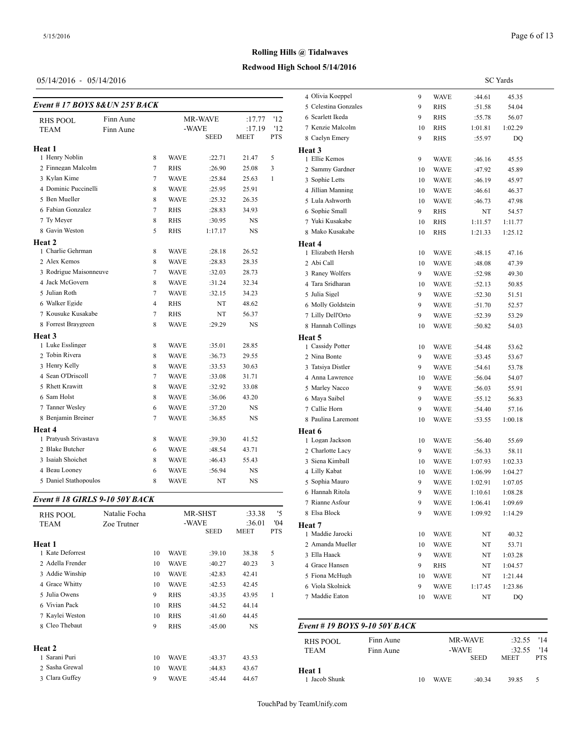# Rolling Hills @ Tidalwaves

## Redwood High School 5/14/2016

05/14/2016 - 05/14/2016

SC Yards

### Event # 17 BOYS 8&UN 25Y BACK

| RHS POOL | Finn Aune | | MR-WAVE | :17.77 | '12 |
|---|---|---|---|---|---|
| TEAM | Finn Aune | | -WAVE | :17.19 | '12 |
| | | | SEED | MEET | PTS |

**Heat 1**

| | Name | Age | Team | Seed | Time | Pts |
|---|---|---|---|---|---|---|
| 1 | Henry Noblin | 8 | WAVE | :22.71 | 21.47 | 5 |
| 2 | Finnegan Malcolm | 7 | RHS | :26.90 | 25.08 | 3 |
| 3 | Kylan Kime | 7 | WAVE | :25.84 | 25.63 | 1 |
| 4 | Dominic Puccinelli | 8 | WAVE | :25.95 | 25.91 | |
| 5 | Ben Mueller | 8 | WAVE | :25.32 | 26.35 | |
| 6 | Fabian Gonzalez | 7 | RHS | :28.83 | 34.93 | |
| 7 | Ty Meyer | 8 | RHS | :30.95 | NS | |
| 8 | Gavin Weston | 5 | RHS | 1:17.17 | NS | |

**Heat 2**

| | Name | Age | Team | Seed | Time | Pts |
|---|---|---|---|---|---|---|
| 1 | Charlie Gehrman | 8 | WAVE | :28.18 | 26.52 | |
| 2 | Alex Kemos | 8 | WAVE | :28.83 | 28.35 | |
| 3 | Rodrigue Maisonneuve | 7 | WAVE | :32.03 | 28.73 | |
| 4 | Jack McGovern | 8 | WAVE | :31.24 | 32.34 | |
| 5 | Julian Roth | 7 | WAVE | :32.15 | 34.23 | |
| 6 | Walker Egide | 4 | RHS | NT | 48.62 | |
| 7 | Kousuke Kusakabe | 7 | RHS | NT | 56.37 | |
| 8 | Forrest Braygreen | 8 | WAVE | :29.29 | NS | |

**Heat 3**

| | Name | Age | Team | Seed | Time | Pts |
|---|---|---|---|---|---|---|
| 1 | Luke Esslinger | 8 | WAVE | :35.01 | 28.85 | |
| 2 | Tobin Rivera | 8 | WAVE | :36.73 | 29.55 | |
| 3 | Henry Kelly | 8 | WAVE | :33.53 | 30.63 | |
| 4 | Sean O'Driscoll | 7 | WAVE | :33.08 | 31.71 | |
| 5 | Rhett Krawitt | 8 | WAVE | :32.92 | 33.08 | |
| 6 | Sam Holst | 8 | WAVE | :36.06 | 43.20 | |
| 7 | Tanner Wesley | 6 | WAVE | :37.20 | NS | |
| 8 | Benjamin Breiner | 7 | WAVE | :36.85 | NS | |

**Heat 4**

| | Name | Age | Team | Seed | Time | Pts |
|---|---|---|---|---|---|---|
| 1 | Pratyush Srivastava | 8 | WAVE | :39.30 | 41.52 | |
| 2 | Blake Butcher | 6 | WAVE | :48.54 | 43.71 | |
| 3 | Isaiah Shoichet | 8 | WAVE | :46.43 | 55.43 | |
| 4 | Beau Looney | 6 | WAVE | :56.94 | NS | |
| 5 | Daniel Stathopoulos | 8 | WAVE | NT | NS | |

### Event # 18 GIRLS 9-10 50Y BACK

| RHS POOL | Natalie Focha | | MR-SHST | :33.38 | '5 |
|---|---|---|---|---|---|
| TEAM | Zoe Trutner | | -WAVE | :36.01 | '04 |
| | | | SEED | MEET | PTS |

**Heat 1**

| | Name | Age | Team | Seed | Time | Pts |
|---|---|---|---|---|---|---|
| 1 | Kate Deforrest | 10 | WAVE | :39.10 | 38.38 | 5 |
| 2 | Adella Frender | 10 | WAVE | :40.27 | 40.23 | 3 |
| 3 | Addie Winship | 10 | WAVE | :42.83 | 42.41 | |
| 4 | Grace Whitty | 10 | WAVE | :42.53 | 42.45 | |
| 5 | Julia Owens | 9 | RHS | :43.35 | 43.95 | 1 |
| 6 | Vivian Pack | 10 | RHS | :44.52 | 44.14 | |
| 7 | Kaylei Weston | 10 | RHS | :41.60 | 44.45 | |
| 8 | Cleo Thebaut | 9 | RHS | :45.00 | NS | |

**Heat 2**

| | Name | Age | Team | Seed | Time | Pts |
|---|---|---|---|---|---|---|
| 1 | Sarani Puri | 10 | WAVE | :43.37 | 43.53 | |
| 2 | Sasha Grewal | 10 | WAVE | :44.83 | 43.67 | |
| 3 | Clara Guffey | 9 | WAVE | :45.44 | 44.67 | |
| 4 | Olivia Koeppel | 9 | WAVE | :44.61 | 45.35 | |
| 5 | Celestina Gonzales | 9 | RHS | :51.58 | 54.04 | |
| 6 | Scarlett Ikeda | 9 | RHS | :55.78 | 56.07 | |
| 7 | Kenzie Malcolm | 10 | RHS | 1:01.81 | 1:02.29 | |
| 8 | Caelyn Emery | 9 | RHS | :55.97 | DQ | |

**Heat 3**

| | Name | Age | Team | Seed | Time | Pts |
|---|---|---|---|---|---|---|
| 1 | Ellie Kemos | 9 | WAVE | :46.16 | 45.55 | |
| 2 | Sammy Gardner | 10 | WAVE | :47.92 | 45.89 | |
| 3 | Sophie Letts | 10 | WAVE | :46.19 | 45.97 | |
| 4 | Jillian Manning | 10 | WAVE | :46.61 | 46.37 | |
| 5 | Lula Ashworth | 10 | WAVE | :46.73 | 47.98 | |
| 6 | Sophie Small | 9 | RHS | NT | 54.57 | |
| 7 | Yuki Kusakabe | 10 | RHS | 1:11.57 | 1:11.77 | |
| 8 | Mako Kusakabe | 10 | RHS | 1:21.33 | 1:25.12 | |

**Heat 4**

| | Name | Age | Team | Seed | Time | Pts |
|---|---|---|---|---|---|---|
| 1 | Elizabeth Hersh | 10 | WAVE | :48.15 | 47.16 | |
| 2 | Abi Call | 10 | WAVE | :48.08 | 47.39 | |
| 3 | Raney Wolfers | 9 | WAVE | :52.98 | 49.30 | |
| 4 | Tara Sridharan | 10 | WAVE | :52.13 | 50.85 | |
| 5 | Julia Sigel | 9 | WAVE | :52.30 | 51.51 | |
| 6 | Molly Goldstein | 9 | WAVE | :51.70 | 52.57 | |
| 7 | Lilly Dell'Orto | 9 | WAVE | :52.39 | 53.29 | |
| 8 | Hannah Collings | 10 | WAVE | :50.82 | 54.03 | |

**Heat 5**

| | Name | Age | Team | Seed | Time | Pts |
|---|---|---|---|---|---|---|
| 1 | Cassidy Potter | 10 | WAVE | :54.48 | 53.62 | |
| 2 | Nina Bonte | 9 | WAVE | :53.45 | 53.67 | |
| 3 | Tatsiya Distler | 9 | WAVE | :54.61 | 53.78 | |
| 4 | Anna Lawrence | 10 | WAVE | :56.04 | 54.07 | |
| 5 | Marley Nacco | 9 | WAVE | :56.03 | 55.91 | |
| 6 | Maya Saibel | 9 | WAVE | :55.12 | 56.83 | |
| 7 | Callie Horn | 9 | WAVE | :54.40 | 57.16 | |
| 8 | Paulina Laremont | 10 | WAVE | :53.55 | 1:00.18 | |

**Heat 6**

| | Name | Age | Team | Seed | Time | Pts |
|---|---|---|---|---|---|---|
| 1 | Logan Jackson | 10 | WAVE | :56.40 | 55.69 | |
| 2 | Charlotte Lacy | 9 | WAVE | :56.33 | 58.11 | |
| 3 | Siena Kimball | 10 | WAVE | 1:07.93 | 1:02.33 | |
| 4 | Lilly Kabat | 10 | WAVE | 1:06.99 | 1:04.27 | |
| 5 | Sophia Mauro | 9 | WAVE | 1:02.91 | 1:07.05 | |
| 6 | Hannah Ritola | 9 | WAVE | 1:10.61 | 1:08.28 | |
| 7 | Rianne Asfour | 9 | WAVE | 1:06.41 | 1:09.69 | |
| 8 | Elsa Block | 9 | WAVE | 1:09.92 | 1:14.29 | |

**Heat 7**

| | Name | Age | Team | Seed | Time | Pts |
|---|---|---|---|---|---|---|
| 1 | Maddie Jarocki | 10 | WAVE | NT | 40.32 | |
| 2 | Amanda Mueller | 10 | WAVE | NT | 53.71 | |
| 3 | Ella Haack | 9 | WAVE | NT | 1:03.28 | |
| 4 | Grace Hansen | 9 | RHS | NT | 1:04.57 | |
| 5 | Fiona McHugh | 10 | WAVE | NT | 1:21.44 | |
| 6 | Viola Skolnick | 9 | WAVE | 1:17.45 | 1:23.86 | |
| 7 | Maddie Eaton | 10 | WAVE | NT | DQ | |

### Event # 19 BOYS 9-10 50Y BACK

| RHS POOL | Finn Aune | | MR-WAVE | :32.55 | '14 |
|---|---|---|---|---|---|
| TEAM | Finn Aune | | -WAVE | :32.55 | '14 |
| | | | SEED | MEET | PTS |

**Heat 1**

| | Name | Age | Team | Seed | Time | Pts |
|---|---|---|---|---|---|---|
| 1 | Jacob Shunk | 10 | WAVE | :40.34 | 39.85 | 5 |

TouchPad by TeamUnify.com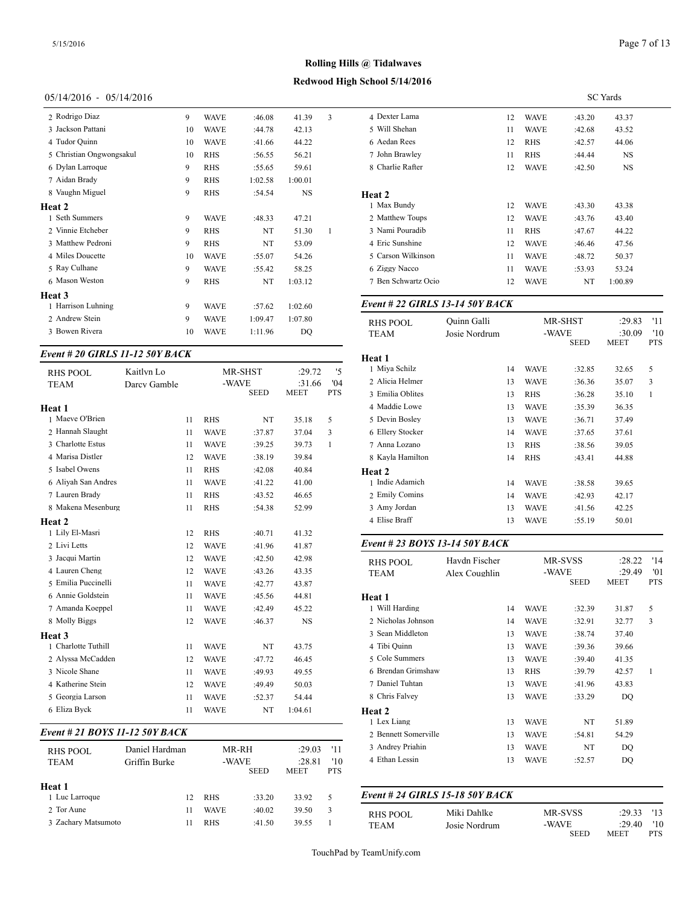**Rolling Hills @ Tidalwaves**

**Redwood High School 5/14/2016**

05/14/2016 - 05/14/2016 SC Yards

| Name | Age | Team | Seed | Meet | Pts |
|---|---|---|---|---|---|
| 2 Rodrigo Diaz | 9 | WAVE | :46.08 | 41.39 | 3 |
| 3 Jackson Pattani | 10 | WAVE | :44.78 | 42.13 | |
| 4 Tudor Quinn | 10 | WAVE | :41.66 | 44.22 | |
| 5 Christian Ongwongsakul | 10 | RHS | :56.55 | 56.21 | |
| 6 Dylan Larroque | 9 | RHS | :55.65 | 59.61 | |
| 7 Aidan Brady | 9 | RHS | 1:02.58 | 1:00.01 | |
| 8 Vaughn Miguel | 9 | RHS | :54.54 | NS | |
| **Heat 2** | | | | | |
| 1 Seth Summers | 9 | WAVE | :48.33 | 47.21 | |
| 2 Vinnie Etcheber | 9 | RHS | NT | 51.30 | 1 |
| 3 Matthew Pedroni | 9 | RHS | NT | 53.09 | |
| 4 Miles Doucette | 10 | WAVE | :55.07 | 54.26 | |
| 5 Ray Culhane | 9 | WAVE | :55.42 | 58.25 | |
| 6 Mason Weston | 9 | RHS | NT | 1:03.12 | |
| **Heat 3** | | | | | |
| 1 Harrison Luhning | 9 | WAVE | :57.62 | 1:02.60 | |
| 2 Andrew Stein | 9 | WAVE | 1:09.47 | 1:07.80 | |
| 3 Bowen Rivera | 10 | WAVE | 1:11.96 | DQ | |

### *Event # 20 GIRLS 11-12 50Y BACK*

| RHS POOL | Kaitlyn Lo | | MR-SHST | :29.72 | '5 |
|---|---|---|---|---|---|
| TEAM | Darcy Gamble | | -WAVE | :31.66 | '04 |
| | | | SEED | MEET | PTS |
| **Heat 1** | | | | | |
| 1 Maeve O'Brien | 11 | RHS | NT | 35.18 | 5 |
| 2 Hannah Slaught | 11 | WAVE | :37.87 | 37.04 | 3 |
| 3 Charlotte Estus | 11 | WAVE | :39.25 | 39.73 | 1 |
| 4 Marisa Distler | 12 | WAVE | :38.19 | 39.84 | |
| 5 Isabel Owens | 11 | RHS | :42.08 | 40.84 | |
| 6 Aliyah San Andres | 11 | WAVE | :41.22 | 41.00 | |
| 7 Lauren Brady | 11 | RHS | :43.52 | 46.65 | |
| 8 Makena Mesenburg | 11 | RHS | :54.38 | 52.99 | |
| **Heat 2** | | | | | |
| 1 Lily El-Masri | 12 | RHS | :40.71 | 41.32 | |
| 2 Livi Letts | 12 | WAVE | :41.96 | 41.87 | |
| 3 Jacqui Martin | 12 | WAVE | :42.50 | 42.98 | |
| 4 Lauren Cheng | 12 | WAVE | :43.26 | 43.35 | |
| 5 Emilia Puccinelli | 11 | WAVE | :42.77 | 43.87 | |
| 6 Annie Goldstein | 11 | WAVE | :45.56 | 44.81 | |
| 7 Amanda Koeppel | 11 | WAVE | :42.49 | 45.22 | |
| 8 Molly Biggs | 12 | WAVE | :46.37 | NS | |
| **Heat 3** | | | | | |
| 1 Charlotte Tuthill | 11 | WAVE | NT | 43.75 | |
| 2 Alyssa McCadden | 12 | WAVE | :47.72 | 46.45 | |
| 3 Nicole Shane | 11 | WAVE | :49.93 | 49.55 | |
| 4 Katherine Stein | 12 | WAVE | :49.49 | 50.03 | |
| 5 Georgia Larson | 11 | WAVE | :52.37 | 54.44 | |
| 6 Eliza Byck | 11 | WAVE | NT | 1:04.61 | |

### *Event # 21 BOYS 11-12 50Y BACK*

| RHS POOL | Daniel Hardman | | MR-RH | :29.03 | '11 |
|---|---|---|---|---|---|
| TEAM | Griffin Burke | | -WAVE | :28.81 | '10 |
| | | | SEED | MEET | PTS |
| **Heat 1** | | | | | |
| 1 Luc Larroque | 12 | RHS | :33.20 | 33.92 | 5 |
| 2 Tor Aune | 11 | WAVE | :40.02 | 39.50 | 3 |
| 3 Zachary Matsumoto | 11 | RHS | :41.50 | 39.55 | 1 |
| 4 Dexter Lama | 12 | WAVE | :43.20 | 43.37 | |
| 5 Will Shehan | 11 | WAVE | :42.68 | 43.52 | |
| 6 Aedan Rees | 12 | RHS | :42.57 | 44.06 | |
| 7 John Brawley | 11 | RHS | :44.44 | NS | |
| 8 Charlie Rafter | 12 | WAVE | :42.50 | NS | |
| **Heat 2** | | | | | |
| 1 Max Bundy | 12 | WAVE | :43.30 | 43.38 | |
| 2 Matthew Toups | 12 | WAVE | :43.76 | 43.40 | |
| 3 Nami Pouradib | 11 | RHS | :47.67 | 44.22 | |
| 4 Eric Sunshine | 12 | WAVE | :46.46 | 47.56 | |
| 5 Carson Wilkinson | 11 | WAVE | :48.72 | 50.37 | |
| 6 Ziggy Nacco | 11 | WAVE | :53.93 | 53.24 | |
| 7 Ben Schwartz Ocio | 12 | WAVE | NT | 1:00.89 | |

### *Event # 22 GIRLS 13-14 50Y BACK*

| RHS POOL | Quinn Galli | | MR-SHST | :29.83 | '11 |
|---|---|---|---|---|---|
| TEAM | Josie Nordrum | | -WAVE | :30.09 | '10 |
| | | | SEED | MEET | PTS |
| **Heat 1** | | | | | |
| 1 Miya Schilz | 14 | WAVE | :32.85 | 32.65 | 5 |
| 2 Alicia Helmer | 13 | WAVE | :36.36 | 35.07 | 3 |
| 3 Emilia Oblites | 13 | RHS | :36.28 | 35.10 | 1 |
| 4 Maddie Lowe | 13 | WAVE | :35.39 | 36.35 | |
| 5 Devin Bosley | 13 | WAVE | :36.71 | 37.49 | |
| 6 Ellery Stocker | 14 | WAVE | :37.65 | 37.61 | |
| 7 Anna Lozano | 13 | RHS | :38.56 | 39.05 | |
| 8 Kayla Hamilton | 14 | RHS | :43.41 | 44.88 | |
| **Heat 2** | | | | | |
| 1 Indie Adamich | 14 | WAVE | :38.58 | 39.65 | |
| 2 Emily Comins | 14 | WAVE | :42.93 | 42.17 | |
| 3 Amy Jordan | 13 | WAVE | :41.56 | 42.25 | |
| 4 Elise Braff | 13 | WAVE | :55.19 | 50.01 | |

### *Event # 23 BOYS 13-14 50Y BACK*

| RHS POOL | Haydn Fischer | | MR-SVSS | :28.22 | '14 |
|---|---|---|---|---|---|
| TEAM | Alex Coughlin | | -WAVE | :29.49 | '01 |
| | | | SEED | MEET | PTS |
| **Heat 1** | | | | | |
| 1 Will Harding | 14 | WAVE | :32.39 | 31.87 | 5 |
| 2 Nicholas Johnson | 14 | WAVE | :32.91 | 32.77 | 3 |
| 3 Sean Middleton | 13 | WAVE | :38.74 | 37.40 | |
| 4 Tibi Quinn | 13 | WAVE | :39.36 | 39.66 | |
| 5 Cole Summers | 13 | WAVE | :39.40 | 41.35 | |
| 6 Brendan Grimshaw | 13 | RHS | :39.79 | 42.57 | 1 |
| 7 Daniel Tuhtan | 13 | WAVE | :41.96 | 43.83 | |
| 8 Chris Falvey | 13 | WAVE | :33.29 | DQ | |
| **Heat 2** | | | | | |
| 1 Lex Liang | 13 | WAVE | NT | 51.89 | |
| 2 Bennett Somerville | 13 | WAVE | :54.81 | 54.29 | |
| 3 Andrey Priahin | 13 | WAVE | NT | DQ | |
| 4 Ethan Lessin | 13 | WAVE | :52.57 | DQ | |

### *Event # 24 GIRLS 15-18 50Y BACK*

| RHS POOL | Miki Dahlke | | MR-SVSS | :29.33 | '13 |
|---|---|---|---|---|---|
| TEAM | Josie Nordrum | | -WAVE | :29.40 | '10 |
| | | | SEED | MEET | PTS |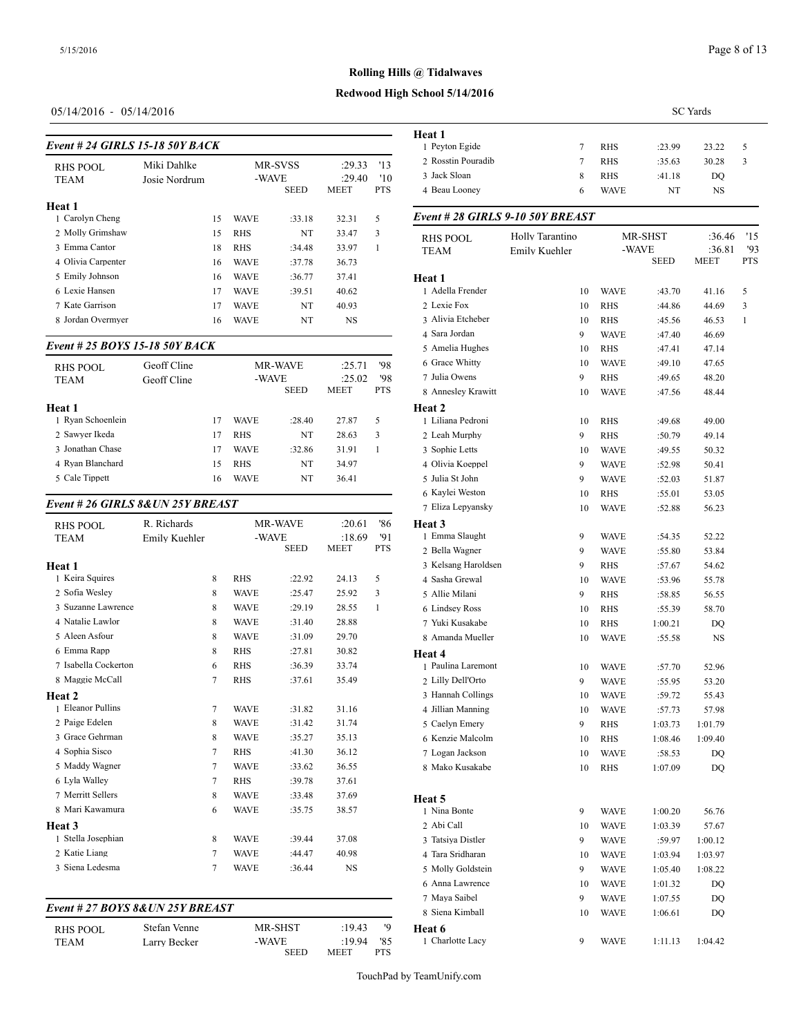**Rolling Hills @ Tidalwaves**

**Redwood High School 5/14/2016**

05/14/2016 - 05/14/2016

SC Yards

### Event # 24 GIRLS 15-18 50Y BACK

| RHS POOL | Miki Dahlke | MR-SVSS | :29.33 | '13 |
|---|---|---|---|---|
| TEAM | Josie Nordrum | -WAVE | :29.40 | '10 |

**Heat 1**

| Place | Name | Age | Team | Seed | Meet | Pts |
|---|---|---|---|---|---|---|
| 1 | Carolyn Cheng | 15 | WAVE | :33.18 | 32.31 | 5 |
| 2 | Molly Grimshaw | 15 | RHS | NT | 33.47 | 3 |
| 3 | Emma Cantor | 18 | RHS | :34.48 | 33.97 | 1 |
| 4 | Olivia Carpenter | 16 | WAVE | :37.78 | 36.73 | |
| 5 | Emily Johnson | 16 | WAVE | :36.77 | 37.41 | |
| 6 | Lexie Hansen | 17 | WAVE | :39.51 | 40.62 | |
| 7 | Kate Garrison | 17 | WAVE | NT | 40.93 | |
| 8 | Jordan Overmyer | 16 | WAVE | NT | NS | |

### Event # 25 BOYS 15-18 50Y BACK

| RHS POOL | Geoff Cline | MR-WAVE | :25.71 | '98 |
|---|---|---|---|---|
| TEAM | Geoff Cline | -WAVE | :25.02 | '98 |

**Heat 1**

| Place | Name | Age | Team | Seed | Meet | Pts |
|---|---|---|---|---|---|---|
| 1 | Ryan Schoenlein | 17 | WAVE | :28.40 | 27.87 | 5 |
| 2 | Sawyer Ikeda | 17 | RHS | NT | 28.63 | 3 |
| 3 | Jonathan Chase | 17 | WAVE | :32.86 | 31.91 | 1 |
| 4 | Ryan Blanchard | 15 | RHS | NT | 34.97 | |
| 5 | Cale Tippett | 16 | WAVE | NT | 36.41 | |

### Event # 26 GIRLS 8&UN 25Y BREAST

| RHS POOL | R. Richards | MR-WAVE | :20.61 | '86 |
|---|---|---|---|---|
| TEAM | Emily Kuehler | -WAVE | :18.69 | '91 |

**Heat 1**

| Place | Name | Age | Team | Seed | Meet | Pts |
|---|---|---|---|---|---|---|
| 1 | Keira Squires | 8 | RHS | :22.92 | 24.13 | 5 |
| 2 | Sofia Wesley | 8 | WAVE | :25.47 | 25.92 | 3 |
| 3 | Suzanne Lawrence | 8 | WAVE | :29.19 | 28.55 | 1 |
| 4 | Natalie Lawlor | 8 | WAVE | :31.40 | 28.88 | |
| 5 | Aleen Asfour | 8 | WAVE | :31.09 | 29.70 | |
| 6 | Emma Rapp | 8 | RHS | :27.81 | 30.82 | |
| 7 | Isabella Cockerton | 6 | RHS | :36.39 | 33.74 | |
| 8 | Maggie McCall | 7 | RHS | :37.61 | 35.49 | |

**Heat 2**

| Place | Name | Age | Team | Seed | Meet | Pts |
|---|---|---|---|---|---|---|
| 1 | Eleanor Pullins | 7 | WAVE | :31.82 | 31.16 | |
| 2 | Paige Edelen | 8 | WAVE | :31.42 | 31.74 | |
| 3 | Grace Gehrman | 8 | WAVE | :35.27 | 35.13 | |
| 4 | Sophia Sisco | 7 | RHS | :41.30 | 36.12 | |
| 5 | Maddy Wagner | 7 | WAVE | :33.62 | 36.55 | |
| 6 | Lyla Walley | 7 | RHS | :39.78 | 37.61 | |
| 7 | Merritt Sellers | 8 | WAVE | :33.48 | 37.69 | |
| 8 | Mari Kawamura | 6 | WAVE | :35.75 | 38.57 | |

**Heat 3**

| Place | Name | Age | Team | Seed | Meet | Pts |
|---|---|---|---|---|---|---|
| 1 | Stella Josephian | 8 | WAVE | :39.44 | 37.08 | |
| 2 | Katie Liang | 7 | WAVE | :44.47 | 40.98 | |
| 3 | Siena Ledesma | 7 | WAVE | :36.44 | NS | |

### Event # 27 BOYS 8&UN 25Y BREAST

| RHS POOL | Stefan Venne | MR-SHST | :19.43 | '9 |
|---|---|---|---|---|
| TEAM | Larry Becker | -WAVE | :19.94 | '85 |

**Heat 1**

| Place | Name | Age | Team | Seed | Meet | Pts |
|---|---|---|---|---|---|---|
| 1 | Peyton Egide | 7 | RHS | :23.99 | 23.22 | 5 |
| 2 | Rosstin Pouradib | 7 | RHS | :35.63 | 30.28 | 3 |
| 3 | Jack Sloan | 8 | RHS | :41.18 | DQ | |
| 4 | Beau Looney | 6 | WAVE | NT | NS | |

### Event # 28 GIRLS 9-10 50Y BREAST

| RHS POOL | Holly Tarantino | MR-SHST | :36.46 | '15 |
|---|---|---|---|---|
| TEAM | Emily Kuehler | -WAVE | :36.81 | '93 |

**Heat 1**

| Place | Name | Age | Team | Seed | Meet | Pts |
|---|---|---|---|---|---|---|
| 1 | Adella Frender | 10 | WAVE | :43.70 | 41.16 | 5 |
| 2 | Lexie Fox | 10 | RHS | :44.86 | 44.69 | 3 |
| 3 | Alivia Etcheber | 10 | RHS | :45.56 | 46.53 | 1 |
| 4 | Sara Jordan | 9 | WAVE | :47.40 | 46.69 | |
| 5 | Amelia Hughes | 10 | RHS | :47.41 | 47.14 | |
| 6 | Grace Whitty | 10 | WAVE | :49.10 | 47.65 | |
| 7 | Julia Owens | 9 | RHS | :49.65 | 48.20 | |
| 8 | Annesley Krawitt | 10 | WAVE | :47.56 | 48.44 | |

**Heat 2**

| Place | Name | Age | Team | Seed | Meet | Pts |
|---|---|---|---|---|---|---|
| 1 | Liliana Pedroni | 10 | RHS | :49.68 | 49.00 | |
| 2 | Leah Murphy | 9 | RHS | :50.79 | 49.14 | |
| 3 | Sophie Letts | 10 | WAVE | :49.55 | 50.32 | |
| 4 | Olivia Koeppel | 9 | WAVE | :52.98 | 50.41 | |
| 5 | Julia St John | 9 | WAVE | :52.03 | 51.87 | |
| 6 | Kaylei Weston | 10 | RHS | :55.01 | 53.05 | |
| 7 | Eliza Lepyansky | 10 | WAVE | :52.88 | 56.23 | |

**Heat 3**

| Place | Name | Age | Team | Seed | Meet | Pts |
|---|---|---|---|---|---|---|
| 1 | Emma Slaught | 9 | WAVE | :54.35 | 52.22 | |
| 2 | Bella Wagner | 9 | WAVE | :55.80 | 53.84 | |
| 3 | Kelsang Haroldsen | 9 | RHS | :57.67 | 54.62 | |
| 4 | Sasha Grewal | 10 | WAVE | :53.96 | 55.78 | |
| 5 | Allie Milani | 9 | RHS | :58.85 | 56.55 | |
| 6 | Lindsey Ross | 10 | RHS | :55.39 | 58.70 | |
| 7 | Yuki Kusakabe | 10 | RHS | 1:00.21 | DQ | |
| 8 | Amanda Mueller | 10 | WAVE | :55.58 | NS | |

**Heat 4**

| Place | Name | Age | Team | Seed | Meet | Pts |
|---|---|---|---|---|---|---|
| 1 | Paulina Laremont | 10 | WAVE | :57.70 | 52.96 | |
| 2 | Lilly Dell'Orto | 9 | WAVE | :55.95 | 53.20 | |
| 3 | Hannah Collings | 10 | WAVE | :59.72 | 55.43 | |
| 4 | Jillian Manning | 10 | WAVE | :57.73 | 57.98 | |
| 5 | Caelyn Emery | 9 | RHS | 1:03.73 | 1:01.79 | |
| 6 | Kenzie Malcolm | 10 | RHS | 1:08.46 | 1:09.40 | |
| 7 | Logan Jackson | 10 | WAVE | :58.53 | DQ | |
| 8 | Mako Kusakabe | 10 | RHS | 1:07.09 | DQ | |

**Heat 5**

| Place | Name | Age | Team | Seed | Meet | Pts |
|---|---|---|---|---|---|---|
| 1 | Nina Bonte | 9 | WAVE | 1:00.20 | 56.76 | |
| 2 | Abi Call | 10 | WAVE | 1:03.39 | 57.67 | |
| 3 | Tatsiya Distler | 9 | WAVE | :59.97 | 1:00.12 | |
| 4 | Tara Sridharan | 10 | WAVE | 1:03.94 | 1:03.97 | |
| 5 | Molly Goldstein | 9 | WAVE | 1:05.40 | 1:08.22 | |
| 6 | Anna Lawrence | 10 | WAVE | 1:01.32 | DQ | |
| 7 | Maya Saibel | 9 | WAVE | 1:07.55 | DQ | |
| 8 | Siena Kimball | 10 | WAVE | 1:06.61 | DQ | |

**Heat 6**

| Place | Name | Age | Team | Seed | Meet | Pts |
|---|---|---|---|---|---|---|
| 1 | Charlotte Lacy | 9 | WAVE | 1:11.13 | 1:04.42 | |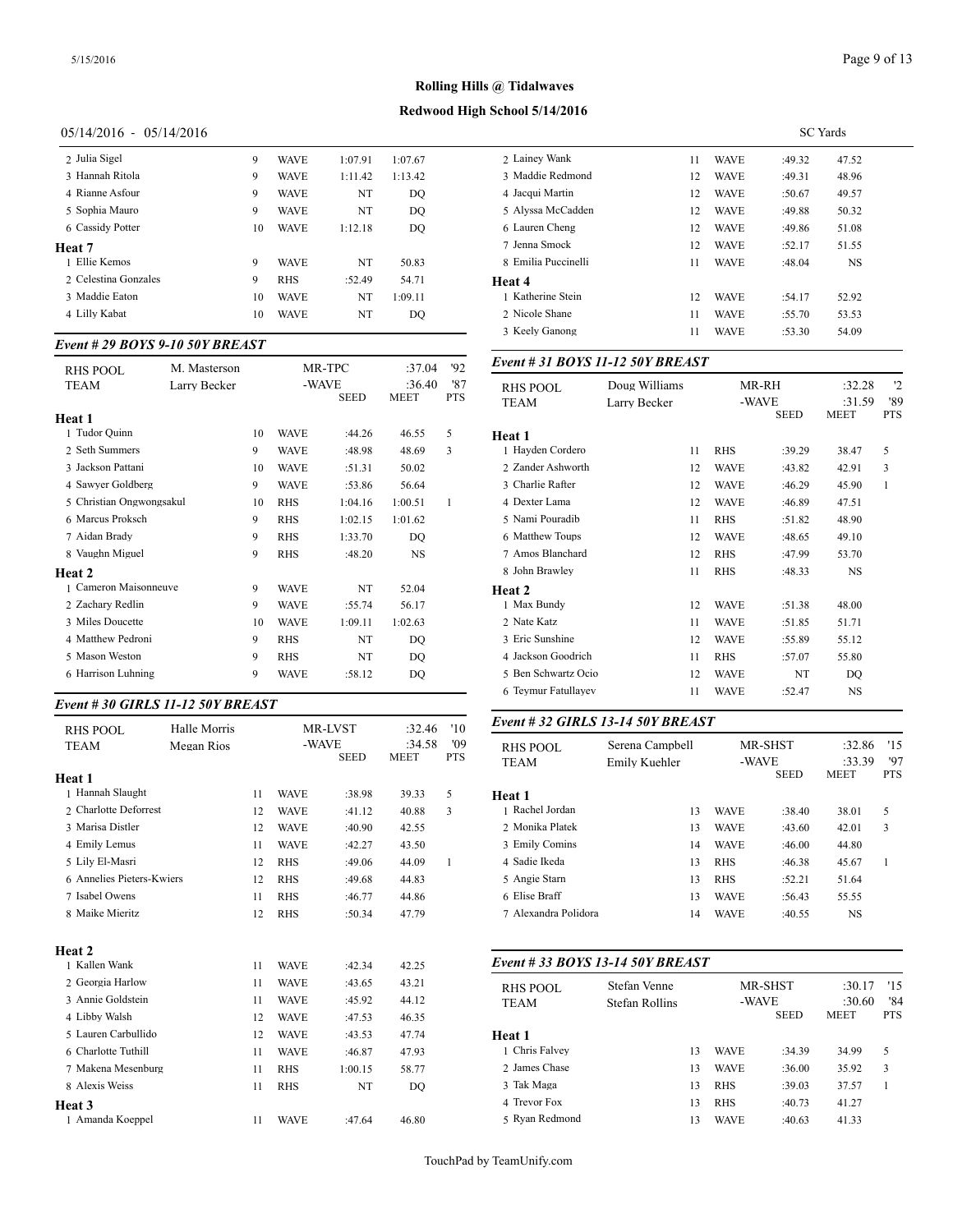**Rolling Hills @ Tidalwaves**

**Redwood High School 5/14/2016**

05/14/2016 - 05/14/2016 SC Yards

| | Name | Age | Team | Seed | Meet | Pts |
|---|---|---|---|---|---|---|
| 2 | Julia Sigel | 9 | WAVE | 1:07.91 | 1:07.67 | |
| 3 | Hannah Ritola | 9 | WAVE | 1:11.42 | 1:13.42 | |
| 4 | Rianne Asfour | 9 | WAVE | NT | DQ | |
| 5 | Sophia Mauro | 9 | WAVE | NT | DQ | |
| 6 | Cassidy Potter | 10 | WAVE | 1:12.18 | DQ | |
| **Heat 7** | | | | | | |
| 1 | Ellie Kemos | 9 | WAVE | NT | 50.83 | |
| 2 | Celestina Gonzales | 9 | RHS | :52.49 | 54.71 | |
| 3 | Maddie Eaton | 10 | WAVE | NT | 1:09.11 | |
| 4 | Lilly Kabat | 10 | WAVE | NT | DQ | |

### *Event # 29 BOYS 9-10 50Y BREAST*

RHS POOL: M. Masterson, MR-TPC, :37.04 '92
TEAM: Larry Becker, -WAVE, :36.40 '87

| | Name | Age | Team | Seed | Meet | Pts |
|---|---|---|---|---|---|---|
| **Heat 1** | | | | | | |
| 1 | Tudor Quinn | 10 | WAVE | :44.26 | 46.55 | 5 |
| 2 | Seth Summers | 9 | WAVE | :48.98 | 48.69 | 3 |
| 3 | Jackson Pattani | 10 | WAVE | :51.31 | 50.02 | |
| 4 | Sawyer Goldberg | 9 | WAVE | :53.86 | 56.64 | |
| 5 | Christian Ongwongsakul | 10 | RHS | 1:04.16 | 1:00.51 | 1 |
| 6 | Marcus Proksch | 9 | RHS | 1:02.15 | 1:01.62 | |
| 7 | Aidan Brady | 9 | RHS | 1:33.70 | DQ | |
| 8 | Vaughn Miguel | 9 | RHS | :48.20 | NS | |
| **Heat 2** | | | | | | |
| 1 | Cameron Maisonneuve | 9 | WAVE | NT | 52.04 | |
| 2 | Zachary Redlin | 9 | WAVE | :55.74 | 56.17 | |
| 3 | Miles Doucette | 10 | WAVE | 1:09.11 | 1:02.63 | |
| 4 | Matthew Pedroni | 9 | RHS | NT | DQ | |
| 5 | Mason Weston | 9 | RHS | NT | DQ | |
| 6 | Harrison Luhning | 9 | WAVE | :58.12 | DQ | |

### *Event # 30 GIRLS 11-12 50Y BREAST*

RHS POOL: Halle Morris, MR-LVST, :32.46 '10
TEAM: Megan Rios, -WAVE, :34.58 '09

| | Name | Age | Team | Seed | Meet | Pts |
|---|---|---|---|---|---|---|
| **Heat 1** | | | | | | |
| 1 | Hannah Slaught | 11 | WAVE | :38.98 | 39.33 | 5 |
| 2 | Charlotte Deforrest | 12 | WAVE | :41.12 | 40.88 | 3 |
| 3 | Marisa Distler | 12 | WAVE | :40.90 | 42.55 | |
| 4 | Emily Lemus | 11 | WAVE | :42.27 | 43.50 | |
| 5 | Lily El-Masri | 12 | RHS | :49.06 | 44.09 | 1 |
| 6 | Annelies Pieters-Kwiers | 12 | RHS | :49.68 | 44.83 | |
| 7 | Isabel Owens | 11 | RHS | :46.77 | 44.86 | |
| 8 | Maike Mieritz | 12 | RHS | :50.34 | 47.79 | |
| **Heat 2** | | | | | | |
| 1 | Kallen Wank | 11 | WAVE | :42.34 | 42.25 | |
| 2 | Georgia Harlow | 11 | WAVE | :43.65 | 43.21 | |
| 3 | Annie Goldstein | 11 | WAVE | :45.92 | 44.12 | |
| 4 | Libby Walsh | 12 | WAVE | :47.53 | 46.35 | |
| 5 | Lauren Carbullido | 12 | WAVE | :43.53 | 47.74 | |
| 6 | Charlotte Tuthill | 11 | WAVE | :46.87 | 47.93 | |
| 7 | Makena Mesenburg | 11 | RHS | 1:00.15 | 58.77 | |
| 8 | Alexis Weiss | 11 | RHS | NT | DQ | |
| **Heat 3** | | | | | | |
| 1 | Amanda Koeppel | 11 | WAVE | :47.64 | 46.80 | |
| 2 | Lainey Wank | 11 | WAVE | :49.32 | 47.52 | |
| 3 | Maddie Redmond | 12 | WAVE | :49.31 | 48.96 | |
| 4 | Jacqui Martin | 12 | WAVE | :50.67 | 49.57 | |
| 5 | Alyssa McCadden | 12 | WAVE | :49.88 | 50.32 | |
| 6 | Lauren Cheng | 12 | WAVE | :49.86 | 51.08 | |
| 7 | Jenna Smock | 12 | WAVE | :52.17 | 51.55 | |
| 8 | Emilia Puccinelli | 11 | WAVE | :48.04 | NS | |
| **Heat 4** | | | | | | |
| 1 | Katherine Stein | 12 | WAVE | :54.17 | 52.92 | |
| 2 | Nicole Shane | 11 | WAVE | :55.70 | 53.53 | |
| 3 | Keely Ganong | 11 | WAVE | :53.30 | 54.09 | |

### *Event # 31 BOYS 11-12 50Y BREAST*

RHS POOL: Doug Williams, MR-RH, :32.28 '2
TEAM: Larry Becker, -WAVE, :31.59 '89

| | Name | Age | Team | Seed | Meet | Pts |
|---|---|---|---|---|---|---|
| **Heat 1** | | | | | | |
| 1 | Hayden Cordero | 11 | RHS | :39.29 | 38.47 | 5 |
| 2 | Zander Ashworth | 12 | WAVE | :43.82 | 42.91 | 3 |
| 3 | Charlie Rafter | 12 | WAVE | :46.29 | 45.90 | 1 |
| 4 | Dexter Lama | 12 | WAVE | :46.89 | 47.51 | |
| 5 | Nami Pouradib | 11 | RHS | :51.82 | 48.90 | |
| 6 | Matthew Toups | 12 | WAVE | :48.65 | 49.10 | |
| 7 | Amos Blanchard | 12 | RHS | :47.99 | 53.70 | |
| 8 | John Brawley | 11 | RHS | :48.33 | NS | |
| **Heat 2** | | | | | | |
| 1 | Max Bundy | 12 | WAVE | :51.38 | 48.00 | |
| 2 | Nate Katz | 11 | WAVE | :51.85 | 51.71 | |
| 3 | Eric Sunshine | 12 | WAVE | :55.89 | 55.12 | |
| 4 | Jackson Goodrich | 11 | RHS | :57.07 | 55.80 | |
| 5 | Ben Schwartz Ocio | 12 | WAVE | NT | DQ | |
| 6 | Teymur Fatullayev | 11 | WAVE | :52.47 | NS | |

### *Event # 32 GIRLS 13-14 50Y BREAST*

RHS POOL: Serena Campbell, MR-SHST, :32.86 '15
TEAM: Emily Kuehler, -WAVE, :33.39 '97

| | Name | Age | Team | Seed | Meet | Pts |
|---|---|---|---|---|---|---|
| **Heat 1** | | | | | | |
| 1 | Rachel Jordan | 13 | WAVE | :38.40 | 38.01 | 5 |
| 2 | Monika Platek | 13 | WAVE | :43.60 | 42.01 | 3 |
| 3 | Emily Comins | 14 | WAVE | :46.00 | 44.80 | |
| 4 | Sadie Ikeda | 13 | RHS | :46.38 | 45.67 | 1 |
| 5 | Angie Starn | 13 | RHS | :52.21 | 51.64 | |
| 6 | Elise Braff | 13 | WAVE | :56.43 | 55.55 | |
| 7 | Alexandra Polidora | 14 | WAVE | :40.55 | NS | |

### *Event # 33 BOYS 13-14 50Y BREAST*

RHS POOL: Stefan Venne, MR-SHST, :30.17 '15
TEAM: Stefan Rollins, -WAVE, :30.60 '84

| | Name | Age | Team | Seed | Meet | Pts |
|---|---|---|---|---|---|---|
| **Heat 1** | | | | | | |
| 1 | Chris Falvey | 13 | WAVE | :34.39 | 34.99 | 5 |
| 2 | James Chase | 13 | WAVE | :36.00 | 35.92 | 3 |
| 3 | Tak Maga | 13 | RHS | :39.03 | 37.57 | 1 |
| 4 | Trevor Fox | 13 | RHS | :40.73 | 41.27 | |
| 5 | Ryan Redmond | 13 | WAVE | :40.63 | 41.33 | |

TouchPad by TeamUnify.com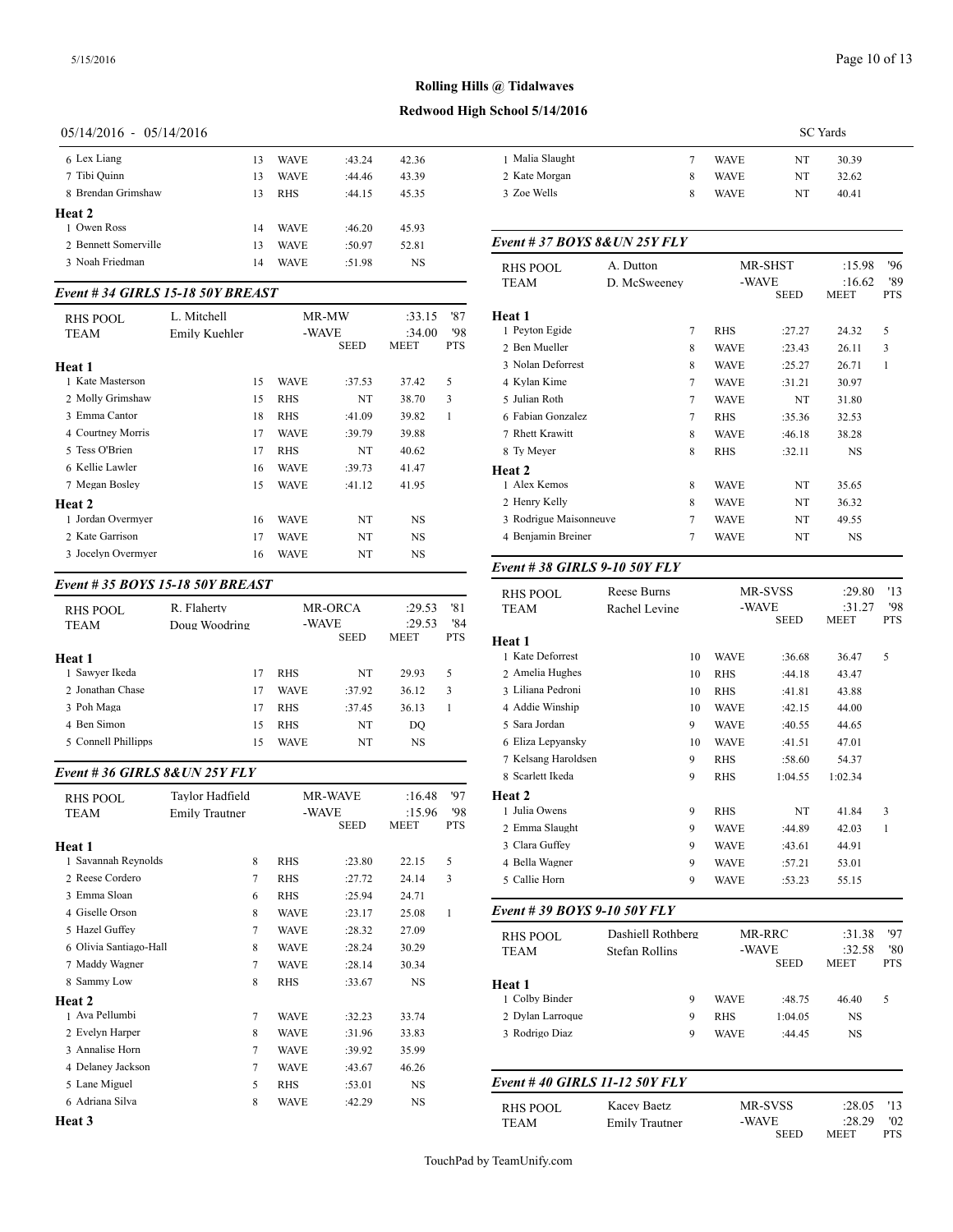# Rolling Hills @ Tidalwaves

## Redwood High School 5/14/2016

05/14/2016 - 05/14/2016 SC Yards

| Name | Age | Team | Seed | Meet | Pts |
|---|---|---|---|---|---|
| 6 Lex Liang | 13 | WAVE | :43.24 | 42.36 | |
| 7 Tibi Quinn | 13 | WAVE | :44.46 | 43.39 | |
| 8 Brendan Grimshaw | 13 | RHS | :44.15 | 45.35 | |
| **Heat 2** | | | | | |
| 1 Owen Ross | 14 | WAVE | :46.20 | 45.93 | |
| 2 Bennett Somerville | 13 | WAVE | :50.97 | 52.81 | |
| 3 Noah Friedman | 14 | WAVE | :51.98 | NS | |

### Event # 34 GIRLS 15-18 50Y BREAST

| | | | | | |
|---|---|---|---|---|---|
| RHS POOL | L. Mitchell | | MR-MW | :33.15 | '87 |
| TEAM | Emily Kuehler | | -WAVE | :34.00 | '98 |
| | | | SEED | MEET | PTS |
| **Heat 1** | | | | | |
| 1 Kate Masterson | 15 | WAVE | :37.53 | 37.42 | 5 |
| 2 Molly Grimshaw | 15 | RHS | NT | 38.70 | 3 |
| 3 Emma Cantor | 18 | RHS | :41.09 | 39.82 | 1 |
| 4 Courtney Morris | 17 | WAVE | :39.79 | 39.88 | |
| 5 Tess O'Brien | 17 | RHS | NT | 40.62 | |
| 6 Kellie Lawler | 16 | WAVE | :39.73 | 41.47 | |
| 7 Megan Bosley | 15 | WAVE | :41.12 | 41.95 | |
| **Heat 2** | | | | | |
| 1 Jordan Overmyer | 16 | WAVE | NT | NS | |
| 2 Kate Garrison | 17 | WAVE | NT | NS | |
| 3 Jocelyn Overmyer | 16 | WAVE | NT | NS | |

### Event # 35 BOYS 15-18 50Y BREAST

| | | | | | |
|---|---|---|---|---|---|
| RHS POOL | R. Flaherty | | MR-ORCA | :29.53 | '81 |
| TEAM | Doug Woodring | | -WAVE | :29.53 | '84 |
| | | | SEED | MEET | PTS |
| **Heat 1** | | | | | |
| 1 Sawyer Ikeda | 17 | RHS | NT | 29.93 | 5 |
| 2 Jonathan Chase | 17 | WAVE | :37.92 | 36.12 | 3 |
| 3 Poh Maga | 17 | RHS | :37.45 | 36.13 | 1 |
| 4 Ben Simon | 15 | RHS | NT | DQ | |
| 5 Connell Phillipps | 15 | WAVE | NT | NS | |

### Event # 36 GIRLS 8&UN 25Y FLY

| | | | | | |
|---|---|---|---|---|---|
| RHS POOL | Taylor Hadfield | | MR-WAVE | :16.48 | '97 |
| TEAM | Emily Trautner | | -WAVE | :15.96 | '98 |
| | | | SEED | MEET | PTS |
| **Heat 1** | | | | | |
| 1 Savannah Reynolds | 8 | RHS | :23.80 | 22.15 | 5 |
| 2 Reese Cordero | 7 | RHS | :27.72 | 24.14 | 3 |
| 3 Emma Sloan | 6 | RHS | :25.94 | 24.71 | |
| 4 Giselle Orson | 8 | WAVE | :23.17 | 25.08 | 1 |
| 5 Hazel Guffey | 7 | WAVE | :28.32 | 27.09 | |
| 6 Olivia Santiago-Hall | 8 | WAVE | :28.24 | 30.29 | |
| 7 Maddy Wagner | 7 | WAVE | :28.14 | 30.34 | |
| 8 Sammy Low | 8 | RHS | :33.67 | NS | |
| **Heat 2** | | | | | |
| 1 Ava Pellumbi | 7 | WAVE | :32.23 | 33.74 | |
| 2 Evelyn Harper | 8 | WAVE | :31.96 | 33.83 | |
| 3 Annalise Horn | 7 | WAVE | :39.92 | 35.99 | |
| 4 Delaney Jackson | 7 | WAVE | :43.67 | 46.26 | |
| 5 Lane Miguel | 5 | RHS | :53.01 | NS | |
| 6 Adriana Silva | 8 | WAVE | :42.29 | NS | |
| **Heat 3** | | | | | |
| 1 Malia Slaught | 7 | WAVE | NT | 30.39 | |
| 2 Kate Morgan | 8 | WAVE | NT | 32.62 | |
| 3 Zoe Wells | 8 | WAVE | NT | 40.41 | |

### Event # 37 BOYS 8&UN 25Y FLY

| | | | | | |
|---|---|---|---|---|---|
| RHS POOL | A. Dutton | | MR-SHST | :15.98 | '96 |
| TEAM | D. McSweeney | | -WAVE | :16.62 | '89 |
| | | | SEED | MEET | PTS |
| **Heat 1** | | | | | |
| 1 Peyton Egide | 7 | RHS | :27.27 | 24.32 | 5 |
| 2 Ben Mueller | 8 | WAVE | :23.43 | 26.11 | 3 |
| 3 Nolan Deforrest | 8 | WAVE | :25.27 | 26.71 | 1 |
| 4 Kylan Kime | 7 | WAVE | :31.21 | 30.97 | |
| 5 Julian Roth | 7 | WAVE | NT | 31.80 | |
| 6 Fabian Gonzalez | 7 | RHS | :35.36 | 32.53 | |
| 7 Rhett Krawitt | 8 | WAVE | :46.18 | 38.28 | |
| 8 Ty Meyer | 8 | RHS | :32.11 | NS | |
| **Heat 2** | | | | | |
| 1 Alex Kemos | 8 | WAVE | NT | 35.65 | |
| 2 Henry Kelly | 8 | WAVE | NT | 36.32 | |
| 3 Rodrigue Maisonneuve | 7 | WAVE | NT | 49.55 | |
| 4 Benjamin Breiner | 7 | WAVE | NT | NS | |

### Event # 38 GIRLS 9-10 50Y FLY

| | | | | | |
|---|---|---|---|---|---|
| RHS POOL | Reese Burns | | MR-SVSS | :29.80 | '13 |
| TEAM | Rachel Levine | | -WAVE | :31.27 | '98 |
| | | | SEED | MEET | PTS |
| **Heat 1** | | | | | |
| 1 Kate Deforrest | 10 | WAVE | :36.68 | 36.47 | 5 |
| 2 Amelia Hughes | 10 | RHS | :44.18 | 43.47 | |
| 3 Liliana Pedroni | 10 | RHS | :41.81 | 43.88 | |
| 4 Addie Winship | 10 | WAVE | :42.15 | 44.00 | |
| 5 Sara Jordan | 9 | WAVE | :40.55 | 44.65 | |
| 6 Eliza Lepyansky | 10 | WAVE | :41.51 | 47.01 | |
| 7 Kelsang Haroldsen | 9 | RHS | :58.60 | 54.37 | |
| 8 Scarlett Ikeda | 9 | RHS | 1:04.55 | 1:02.34 | |
| **Heat 2** | | | | | |
| 1 Julia Owens | 9 | RHS | NT | 41.84 | 3 |
| 2 Emma Slaught | 9 | WAVE | :44.89 | 42.03 | 1 |
| 3 Clara Guffey | 9 | WAVE | :43.61 | 44.91 | |
| 4 Bella Wagner | 9 | WAVE | :57.21 | 53.01 | |
| 5 Callie Horn | 9 | WAVE | :53.23 | 55.15 | |

### Event # 39 BOYS 9-10 50Y FLY

| | | | | | |
|---|---|---|---|---|---|
| RHS POOL | Dashiell Rothberg | | MR-RRC | :31.38 | '97 |
| TEAM | Stefan Rollins | | -WAVE | :32.58 | '80 |
| | | | SEED | MEET | PTS |
| **Heat 1** | | | | | |
| 1 Colby Binder | 9 | WAVE | :48.75 | 46.40 | 5 |
| 2 Dylan Larroque | 9 | RHS | 1:04.05 | NS | |
| 3 Rodrigo Diaz | 9 | WAVE | :44.45 | NS | |

### Event # 40 GIRLS 11-12 50Y FLY

| | | | | | |
|---|---|---|---|---|---|
| RHS POOL | Kacey Baetz | | MR-SVSS | :28.05 | '13 |
| TEAM | Emily Trautner | | -WAVE | :28.29 | '02 |
| | | | SEED | MEET | PTS |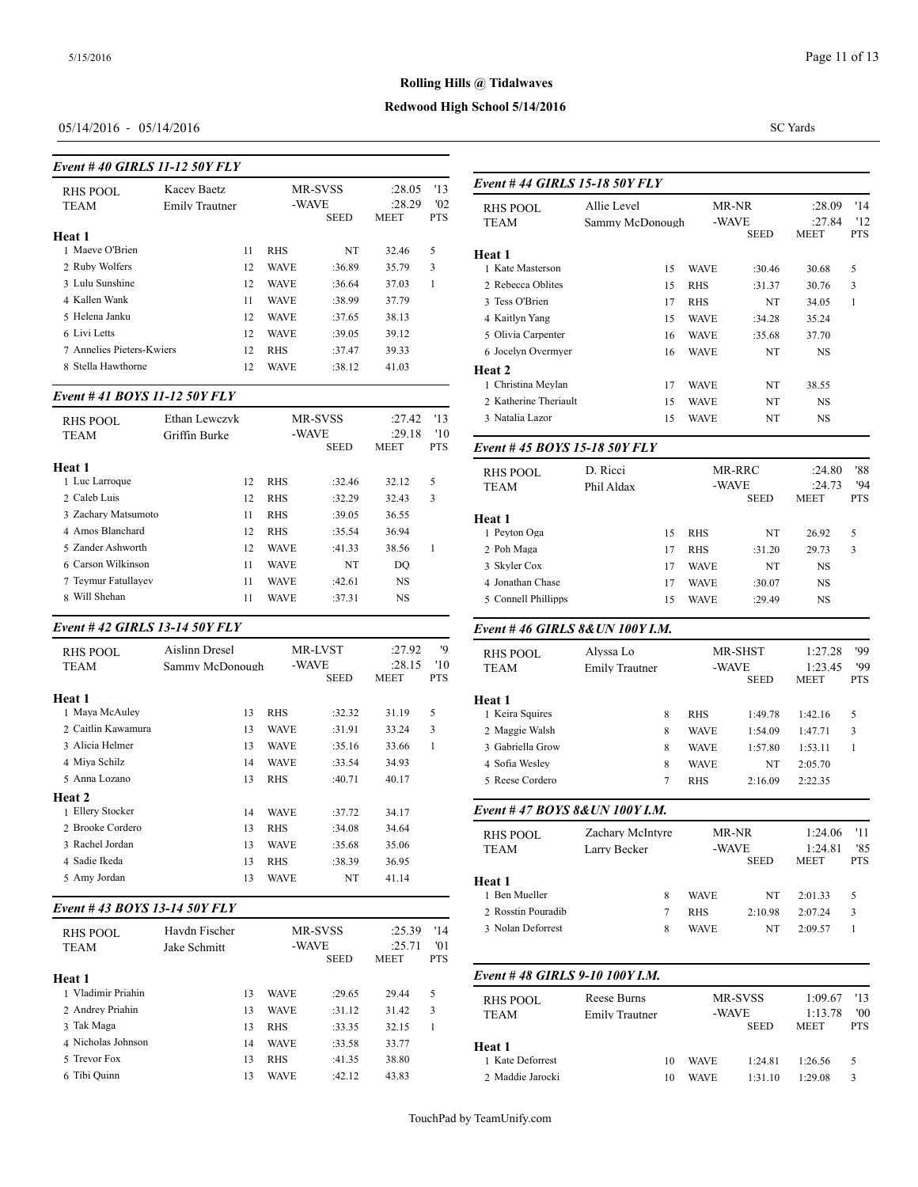# Rolling Hills @ Tidalwaves

## Redwood High School 5/14/2016

05/14/2016 - 05/14/2016

SC Yards

### Event # 40 GIRLS 11-12 50Y FLY

| RHS POOL | Kacey Baetz | | MR-SVSS | :28.05 | '13 |
|---|---|---|---|---|---|
| TEAM | Emily Trautner | | -WAVE | :28.29 | '02 |
| | | | SEED | MEET | PTS |
| **Heat 1** | | | | | |
| 1 Maeve O'Brien | 11 | RHS | NT | 32.46 | 5 |
| 2 Ruby Wolfers | 12 | WAVE | :36.89 | 35.79 | 3 |
| 3 Lulu Sunshine | 12 | WAVE | :36.64 | 37.03 | 1 |
| 4 Kallen Wank | 11 | WAVE | :38.99 | 37.79 | |
| 5 Helena Janku | 12 | WAVE | :37.65 | 38.13 | |
| 6 Livi Letts | 12 | WAVE | :39.05 | 39.12 | |
| 7 Annelies Pieters-Kwiers | 12 | RHS | :37.47 | 39.33 | |
| 8 Stella Hawthorne | 12 | WAVE | :38.12 | 41.03 | |

### Event # 41 BOYS 11-12 50Y FLY

| RHS POOL | Ethan Lewczyk | | MR-SVSS | :27.42 | '13 |
|---|---|---|---|---|---|
| TEAM | Griffin Burke | | -WAVE | :29.18 | '10 |
| | | | SEED | MEET | PTS |
| **Heat 1** | | | | | |
| 1 Luc Larroque | 12 | RHS | :32.46 | 32.12 | 5 |
| 2 Caleb Luis | 12 | RHS | :32.29 | 32.43 | 3 |
| 3 Zachary Matsumoto | 11 | RHS | :39.05 | 36.55 | |
| 4 Amos Blanchard | 12 | RHS | :35.54 | 36.94 | |
| 5 Zander Ashworth | 12 | WAVE | :41.33 | 38.56 | 1 |
| 6 Carson Wilkinson | 11 | WAVE | NT | DQ | |
| 7 Teymur Fatullayev | 11 | WAVE | :42.61 | NS | |
| 8 Will Shehan | 11 | WAVE | :37.31 | NS | |

### Event # 42 GIRLS 13-14 50Y FLY

| RHS POOL | Aislinn Dresel | | MR-LVST | :27.92 | '9 |
|---|---|---|---|---|---|
| TEAM | Sammy McDonough | | -WAVE | :28.15 | '10 |
| | | | SEED | MEET | PTS |
| **Heat 1** | | | | | |
| 1 Maya McAuley | 13 | RHS | :32.32 | 31.19 | 5 |
| 2 Caitlin Kawamura | 13 | WAVE | :31.91 | 33.24 | 3 |
| 3 Alicia Helmer | 13 | WAVE | :35.16 | 33.66 | 1 |
| 4 Miya Schilz | 14 | WAVE | :33.54 | 34.93 | |
| 5 Anna Lozano | 13 | RHS | :40.71 | 40.17 | |
| **Heat 2** | | | | | |
| 1 Ellery Stocker | 14 | WAVE | :37.72 | 34.17 | |
| 2 Brooke Cordero | 13 | RHS | :34.08 | 34.64 | |
| 3 Rachel Jordan | 13 | WAVE | :35.68 | 35.06 | |
| 4 Sadie Ikeda | 13 | RHS | :38.39 | 36.95 | |
| 5 Amy Jordan | 13 | WAVE | NT | 41.14 | |

### Event # 43 BOYS 13-14 50Y FLY

| RHS POOL | Haydn Fischer | | MR-SVSS | :25.39 | '14 |
|---|---|---|---|---|---|
| TEAM | Jake Schmitt | | -WAVE | :25.71 | '01 |
| | | | SEED | MEET | PTS |
| **Heat 1** | | | | | |
| 1 Vladimir Priahin | 13 | WAVE | :29.65 | 29.44 | 5 |
| 2 Andrey Priahin | 13 | WAVE | :31.12 | 31.42 | 3 |
| 3 Tak Maga | 13 | RHS | :33.35 | 32.15 | 1 |
| 4 Nicholas Johnson | 14 | WAVE | :33.58 | 33.77 | |
| 5 Trevor Fox | 13 | RHS | :41.35 | 38.80 | |
| 6 Tibi Quinn | 13 | WAVE | :42.12 | 43.83 | |

### Event # 44 GIRLS 15-18 50Y FLY

| RHS POOL | Allie Level | | MR-NR | :28.09 | '14 |
|---|---|---|---|---|---|
| TEAM | Sammy McDonough | | -WAVE | :27.84 | '12 |
| | | | SEED | MEET | PTS |
| **Heat 1** | | | | | |
| 1 Kate Masterson | 15 | WAVE | :30.46 | 30.68 | 5 |
| 2 Rebecca Oblites | 15 | RHS | :31.37 | 30.76 | 3 |
| 3 Tess O'Brien | 17 | RHS | NT | 34.05 | 1 |
| 4 Kaitlyn Yang | 15 | WAVE | :34.28 | 35.24 | |
| 5 Olivia Carpenter | 16 | WAVE | :35.68 | 37.70 | |
| 6 Jocelyn Overmyer | 16 | WAVE | NT | NS | |
| **Heat 2** | | | | | |
| 1 Christina Meylan | 17 | WAVE | NT | 38.55 | |
| 2 Katherine Theriault | 15 | WAVE | NT | NS | |
| 3 Natalia Lazor | 15 | WAVE | NT | NS | |

### Event # 45 BOYS 15-18 50Y FLY

| RHS POOL | D. Ricci | | MR-RRC | :24.80 | '88 |
|---|---|---|---|---|---|
| TEAM | Phil Aldax | | -WAVE | :24.73 | '94 |
| | | | SEED | MEET | PTS |
| **Heat 1** | | | | | |
| 1 Peyton Oga | 15 | RHS | NT | 26.92 | 5 |
| 2 Poh Maga | 17 | RHS | :31.20 | 29.73 | 3 |
| 3 Skyler Cox | 17 | WAVE | NT | NS | |
| 4 Jonathan Chase | 17 | WAVE | :30.07 | NS | |
| 5 Connell Phillipps | 15 | WAVE | :29.49 | NS | |

### Event # 46 GIRLS 8&UN 100Y I.M.

| RHS POOL | Alyssa Lo | | MR-SHST | 1:27.28 | '99 |
|---|---|---|---|---|---|
| TEAM | Emily Trautner | | -WAVE | 1:23.45 | '99 |
| | | | SEED | MEET | PTS |
| **Heat 1** | | | | | |
| 1 Keira Squires | 8 | RHS | 1:49.78 | 1:42.16 | 5 |
| 2 Maggie Walsh | 8 | WAVE | 1:54.09 | 1:47.71 | 3 |
| 3 Gabriella Grow | 8 | WAVE | 1:57.80 | 1:53.11 | 1 |
| 4 Sofia Wesley | 8 | WAVE | NT | 2:05.70 | |
| 5 Reese Cordero | 7 | RHS | 2:16.09 | 2:22.35 | |

### Event # 47 BOYS 8&UN 100Y I.M.

| RHS POOL | Zachary McIntyre | | MR-NR | 1:24.06 | '11 |
|---|---|---|---|---|---|
| TEAM | Larry Becker | | -WAVE | 1:24.81 | '85 |
| | | | SEED | MEET | PTS |
| **Heat 1** | | | | | |
| 1 Ben Mueller | 8 | WAVE | NT | 2:01.33 | 5 |
| 2 Rosstin Pouradib | 7 | RHS | 2:10.98 | 2:07.24 | 3 |
| 3 Nolan Deforrest | 8 | WAVE | NT | 2:09.57 | 1 |

### Event # 48 GIRLS 9-10 100Y I.M.

| RHS POOL | Reese Burns | | MR-SVSS | 1:09.67 | '13 |
|---|---|---|---|---|---|
| TEAM | Emily Trautner | | -WAVE | 1:13.78 | '00 |
| | | | SEED | MEET | PTS |
| **Heat 1** | | | | | |
| 1 Kate Deforrest | 10 | WAVE | 1:24.81 | 1:26.56 | 5 |
| 2 Maddie Jarocki | 10 | WAVE | 1:31.10 | 1:29.08 | 3 |

TouchPad by TeamUnify.com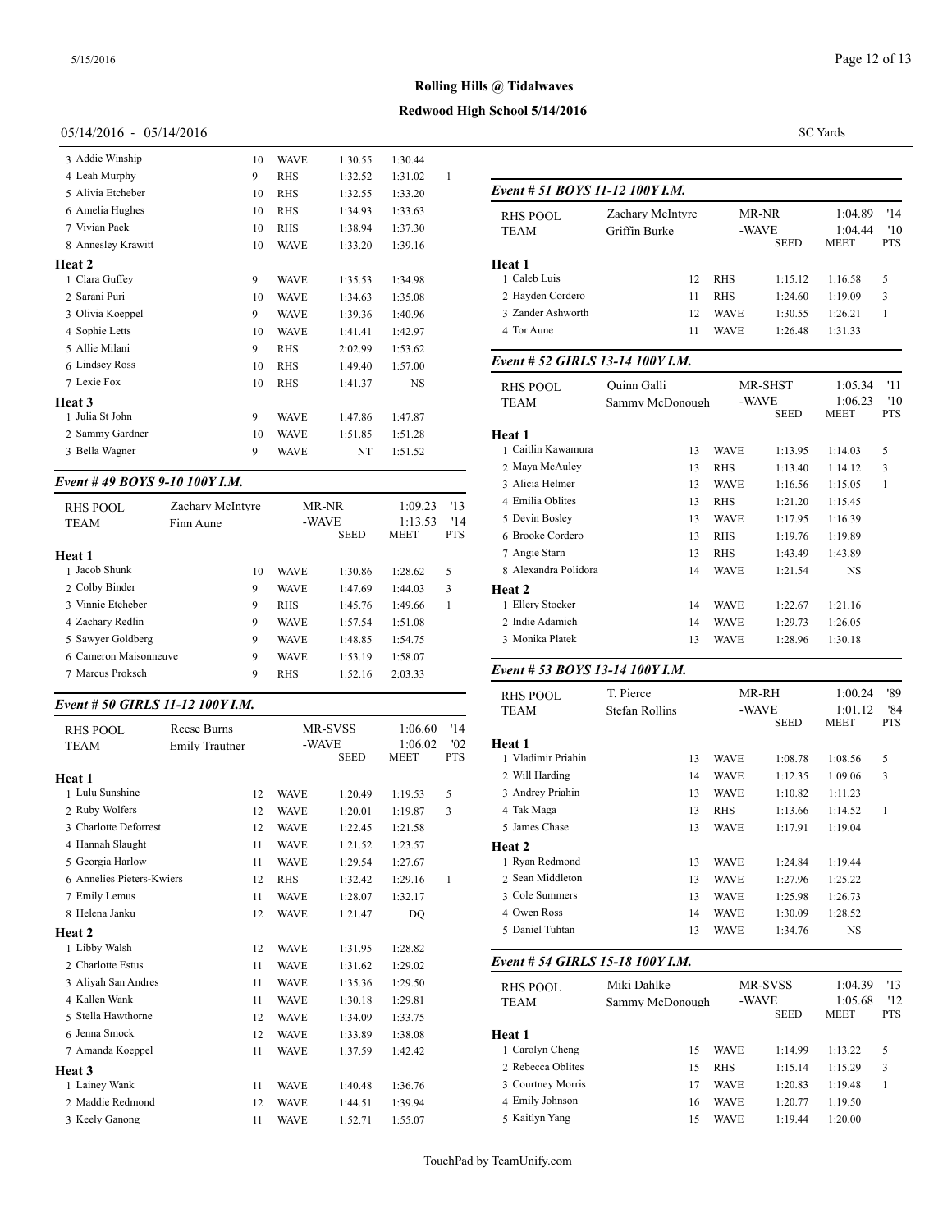**Rolling Hills @ Tidalwaves**

**Redwood High School 5/14/2016**

05/14/2016 - 05/14/2016 SC Yards

| | Age | Team | Seed | Meet | Pts |
|---|---|---|---|---|---|
| 3 Addie Winship | 10 | WAVE | 1:30.55 | 1:30.44 | |
| 4 Leah Murphy | 9 | RHS | 1:32.52 | 1:31.02 | 1 |
| 5 Alivia Etcheber | 10 | RHS | 1:32.55 | 1:33.20 | |
| 6 Amelia Hughes | 10 | RHS | 1:34.93 | 1:33.63 | |
| 7 Vivian Pack | 10 | RHS | 1:38.94 | 1:37.30 | |
| 8 Annesley Krawitt | 10 | WAVE | 1:33.20 | 1:39.16 | |
| **Heat 2** | | | | | |
| 1 Clara Guffey | 9 | WAVE | 1:35.53 | 1:34.98 | |
| 2 Sarani Puri | 10 | WAVE | 1:34.63 | 1:35.08 | |
| 3 Olivia Koeppel | 9 | WAVE | 1:39.36 | 1:40.96 | |
| 4 Sophie Letts | 10 | WAVE | 1:41.41 | 1:42.97 | |
| 5 Allie Milani | 9 | RHS | 2:02.99 | 1:53.62 | |
| 6 Lindsey Ross | 10 | RHS | 1:49.40 | 1:57.00 | |
| 7 Lexie Fox | 10 | RHS | 1:41.37 | NS | |
| **Heat 3** | | | | | |
| 1 Julia St John | 9 | WAVE | 1:47.86 | 1:47.87 | |
| 2 Sammy Gardner | 10 | WAVE | 1:51.85 | 1:51.28 | |
| 3 Bella Wagner | 9 | WAVE | NT | 1:51.52 | |

### *Event # 49 BOYS 9-10 100Y I.M.*

| RHS POOL | Zachary McIntyre | MR-NR | 1:09.23 | '13 |
|---|---|---|---|---|
| TEAM | Finn Aune | -WAVE | 1:13.53 | '14 |

| | Age | Team | SEED | MEET | PTS |
|---|---|---|---|---|---|
| **Heat 1** | | | | | |
| 1 Jacob Shunk | 10 | WAVE | 1:30.86 | 1:28.62 | 5 |
| 2 Colby Binder | 9 | WAVE | 1:47.69 | 1:44.03 | 3 |
| 3 Vinnie Etcheber | 9 | RHS | 1:45.76 | 1:49.66 | 1 |
| 4 Zachary Redlin | 9 | WAVE | 1:57.54 | 1:51.08 | |
| 5 Sawyer Goldberg | 9 | WAVE | 1:48.85 | 1:54.75 | |
| 6 Cameron Maisonneuve | 9 | WAVE | 1:53.19 | 1:58.07 | |
| 7 Marcus Proksch | 9 | RHS | 1:52.16 | 2:03.33 | |

### *Event # 50 GIRLS 11-12 100Y I.M.*

| RHS POOL | Reese Burns | MR-SVSS | 1:06.60 | '14 |
|---|---|---|---|---|
| TEAM | Emily Trautner | -WAVE | 1:06.02 | '02 |

| | Age | Team | SEED | MEET | PTS |
|---|---|---|---|---|---|
| **Heat 1** | | | | | |
| 1 Lulu Sunshine | 12 | WAVE | 1:20.49 | 1:19.53 | 5 |
| 2 Ruby Wolfers | 12 | WAVE | 1:20.01 | 1:19.87 | 3 |
| 3 Charlotte Deforrest | 12 | WAVE | 1:22.45 | 1:21.58 | |
| 4 Hannah Slaught | 11 | WAVE | 1:21.52 | 1:23.57 | |
| 5 Georgia Harlow | 11 | WAVE | 1:29.54 | 1:27.67 | |
| 6 Annelies Pieters-Kwiers | 12 | RHS | 1:32.42 | 1:29.16 | 1 |
| 7 Emily Lemus | 11 | WAVE | 1:28.07 | 1:32.17 | |
| 8 Helena Janku | 12 | WAVE | 1:21.47 | DQ | |
| **Heat 2** | | | | | |
| 1 Libby Walsh | 12 | WAVE | 1:31.95 | 1:28.82 | |
| 2 Charlotte Estus | 11 | WAVE | 1:31.62 | 1:29.02 | |
| 3 Aliyah San Andres | 11 | WAVE | 1:35.36 | 1:29.50 | |
| 4 Kallen Wank | 11 | WAVE | 1:30.18 | 1:29.81 | |
| 5 Stella Hawthorne | 12 | WAVE | 1:34.09 | 1:33.75 | |
| 6 Jenna Smock | 12 | WAVE | 1:33.89 | 1:38.08 | |
| 7 Amanda Koeppel | 11 | WAVE | 1:37.59 | 1:42.42 | |
| **Heat 3** | | | | | |
| 1 Lainey Wank | 11 | WAVE | 1:40.48 | 1:36.76 | |
| 2 Maddie Redmond | 12 | WAVE | 1:44.51 | 1:39.94 | |
| 3 Keely Ganong | 11 | WAVE | 1:52.71 | 1:55.07 | |

### *Event # 51 BOYS 11-12 100Y I.M.*

| RHS POOL | Zachary McIntyre | MR-NR | 1:04.89 | '14 |
|---|---|---|---|---|
| TEAM | Griffin Burke | -WAVE | 1:04.44 | '10 |

| | Age | Team | SEED | MEET | PTS |
|---|---|---|---|---|---|
| **Heat 1** | | | | | |
| 1 Caleb Luis | 12 | RHS | 1:15.12 | 1:16.58 | 5 |
| 2 Hayden Cordero | 11 | RHS | 1:24.60 | 1:19.09 | 3 |
| 3 Zander Ashworth | 12 | WAVE | 1:30.55 | 1:26.21 | 1 |
| 4 Tor Aune | 11 | WAVE | 1:26.48 | 1:31.33 | |

### *Event # 52 GIRLS 13-14 100Y I.M.*

| RHS POOL | Quinn Galli | MR-SHST | 1:05.34 | '11 |
|---|---|---|---|---|
| TEAM | Sammy McDonough | -WAVE | 1:06.23 | '10 |

| | Age | Team | SEED | MEET | PTS |
|---|---|---|---|---|---|
| **Heat 1** | | | | | |
| 1 Caitlin Kawamura | 13 | WAVE | 1:13.95 | 1:14.03 | 5 |
| 2 Maya McAuley | 13 | RHS | 1:13.40 | 1:14.12 | 3 |
| 3 Alicia Helmer | 13 | WAVE | 1:16.56 | 1:15.05 | 1 |
| 4 Emilia Oblites | 13 | RHS | 1:21.20 | 1:15.45 | |
| 5 Devin Bosley | 13 | WAVE | 1:17.95 | 1:16.39 | |
| 6 Brooke Cordero | 13 | RHS | 1:19.76 | 1:19.89 | |
| 7 Angie Starn | 13 | RHS | 1:43.49 | 1:43.89 | |
| 8 Alexandra Polidora | 14 | WAVE | 1:21.54 | NS | |
| **Heat 2** | | | | | |
| 1 Ellery Stocker | 14 | WAVE | 1:22.67 | 1:21.16 | |
| 2 Indie Adamich | 14 | WAVE | 1:29.73 | 1:26.05 | |
| 3 Monika Platek | 13 | WAVE | 1:28.96 | 1:30.18 | |

### *Event # 53 BOYS 13-14 100Y I.M.*

| RHS POOL | T. Pierce | MR-RH | 1:00.24 | '89 |
|---|---|---|---|---|
| TEAM | Stefan Rollins | -WAVE | 1:01.12 | '84 |

| | Age | Team | SEED | MEET | PTS |
|---|---|---|---|---|---|
| **Heat 1** | | | | | |
| 1 Vladimir Priahin | 13 | WAVE | 1:08.78 | 1:08.56 | 5 |
| 2 Will Harding | 14 | WAVE | 1:12.35 | 1:09.06 | 3 |
| 3 Andrey Priahin | 13 | WAVE | 1:10.82 | 1:11.23 | |
| 4 Tak Maga | 13 | RHS | 1:13.66 | 1:14.52 | 1 |
| 5 James Chase | 13 | WAVE | 1:17.91 | 1:19.04 | |
| **Heat 2** | | | | | |
| 1 Ryan Redmond | 13 | WAVE | 1:24.84 | 1:19.44 | |
| 2 Sean Middleton | 13 | WAVE | 1:27.96 | 1:25.22 | |
| 3 Cole Summers | 13 | WAVE | 1:25.98 | 1:26.73 | |
| 4 Owen Ross | 14 | WAVE | 1:30.09 | 1:28.52 | |
| 5 Daniel Tuhtan | 13 | WAVE | 1:34.76 | NS | |

### *Event # 54 GIRLS 15-18 100Y I.M.*

| RHS POOL | Miki Dahlke | MR-SVSS | 1:04.39 | '13 |
|---|---|---|---|---|
| TEAM | Sammy McDonough | -WAVE | 1:05.68 | '12 |

| | Age | Team | SEED | MEET | PTS |
|---|---|---|---|---|---|
| **Heat 1** | | | | | |
| 1 Carolyn Cheng | 15 | WAVE | 1:14.99 | 1:13.22 | 5 |
| 2 Rebecca Oblites | 15 | RHS | 1:15.14 | 1:15.29 | 3 |
| 3 Courtney Morris | 17 | WAVE | 1:20.83 | 1:19.48 | 1 |
| 4 Emily Johnson | 16 | WAVE | 1:20.77 | 1:19.50 | |
| 5 Kaitlyn Yang | 15 | WAVE | 1:19.44 | 1:20.00 | |

TouchPad by TeamUnify.com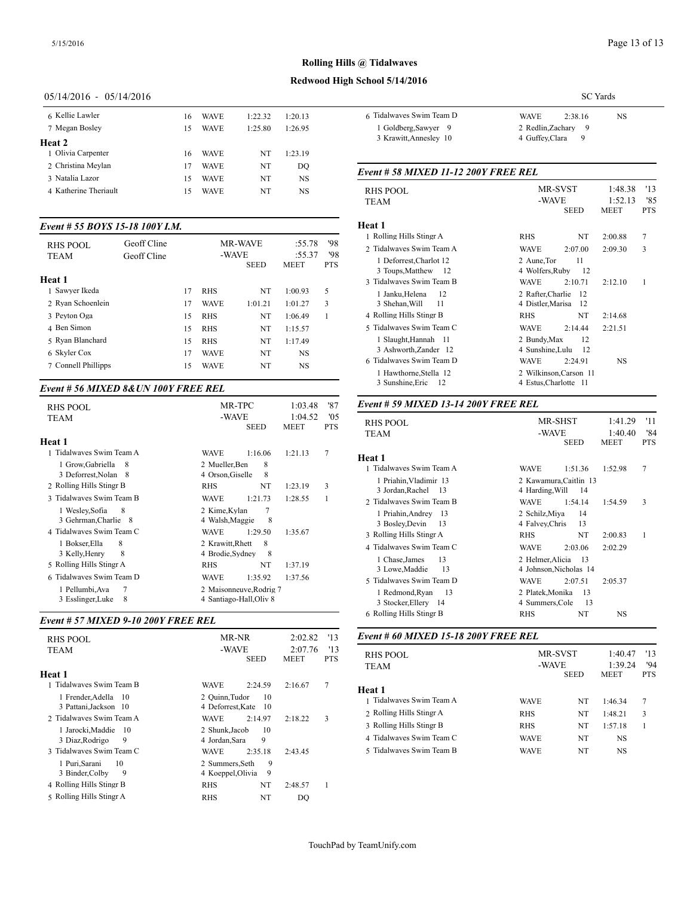**Rolling Hills @ Tidalwaves**

**Redwood High School 5/14/2016**

05/14/2016 - 05/14/2016 — SC Yards

| | | | | |
|---|---|---|---|---|
| 6 Kellie Lawler | 16 | WAVE | 1:22.32 | 1:20.13 |
| 7 Megan Bosley | 15 | WAVE | 1:25.80 | 1:26.95 |
| **Heat 2** | | | | |
| 1 Olivia Carpenter | 16 | WAVE | NT | 1:23.19 |
| 2 Christina Meylan | 17 | WAVE | NT | DQ |
| 3 Natalia Lazor | 15 | WAVE | NT | NS |
| 4 Katherine Theriault | 15 | WAVE | NT | NS |

### Event # 55 BOYS 15-18 100Y I.M.

RHS POOL: Geoff Cline — MR-WAVE :55.78 '98
TEAM: Geoff Cline — -WAVE :55.37 '98

| | Age | Team | SEED | MEET | PTS |
|---|---|---|---|---|---|
| **Heat 1** | | | | | |
| 1 Sawyer Ikeda | 17 | RHS | NT | 1:00.93 | 5 |
| 2 Ryan Schoenlein | 17 | WAVE | 1:01.21 | 1:01.27 | 3 |
| 3 Peyton Oga | 15 | RHS | NT | 1:06.49 | 1 |
| 4 Ben Simon | 15 | RHS | NT | 1:15.57 | |
| 5 Ryan Blanchard | 15 | RHS | NT | 1:17.49 | |
| 6 Skyler Cox | 17 | WAVE | NT | NS | |
| 7 Connell Phillipps | 15 | WAVE | NT | NS | |

### Event # 56 MIXED 8&UN 100Y FREE REL

RHS POOL — MR-TPC 1:03.48 '87
TEAM — -WAVE 1:04.52 '05

| | Team | SEED | MEET | PTS |
|---|---|---|---|---|
| **Heat 1** | | | | |
| 1 Tidalwaves Swim Team A | WAVE | 1:16.06 | 1:21.13 | 7 |
| 1 Grow,Gabriella 8; 2 Mueller,Ben 8; 3 Deforrest,Nolan 8; 4 Orson,Giselle 8 | | | | |
| 2 Rolling Hills Stingr B | RHS | NT | 1:23.19 | 3 |
| 3 Tidalwaves Swim Team B | WAVE | 1:21.73 | 1:28.55 | 1 |
| 1 Wesley,Sofia 8; 2 Kime,Kylan 7; 3 Gehrman,Charlie 8; 4 Walsh,Maggie 8 | | | | |
| 4 Tidalwaves Swim Team C | WAVE | 1:29.50 | 1:35.67 | |
| 1 Bokser,Ella 8; 2 Krawitt,Rhett 8; 3 Kelly,Henry 8; 4 Brodie,Sydney 8 | | | | |
| 5 Rolling Hills Stingr A | RHS | NT | 1:37.19 | |
| 6 Tidalwaves Swim Team D | WAVE | 1:35.92 | 1:37.56 | |
| 1 Pellumbi,Ava 7; 2 Maisonneuve,Rodrig 7; 3 Esslinger,Luke 8; 4 Santiago-Hall,Oliv 8 | | | | |

### Event # 57 MIXED 9-10 200Y FREE REL

RHS POOL — MR-NR 2:02.82 '13
TEAM — -WAVE 2:07.76 '13

| | Team | SEED | MEET | PTS |
|---|---|---|---|---|
| **Heat 1** | | | | |
| 1 Tidalwaves Swim Team B | WAVE | 2:24.59 | 2:16.67 | 7 |
| 1 Frender,Adella 10; 2 Quinn,Tudor 10; 3 Pattani,Jackson 10; 4 Deforrest,Kate 10 | | | | |
| 2 Tidalwaves Swim Team A | WAVE | 2:14.97 | 2:18.22 | 3 |
| 1 Jarocki,Maddie 10; 2 Shunk,Jacob 10; 3 Diaz,Rodrigo 9; 4 Jordan,Sara 9 | | | | |
| 3 Tidalwaves Swim Team C | WAVE | 2:35.18 | 2:43.45 | |
| 1 Puri,Sarani 10; 2 Summers,Seth 9; 3 Binder,Colby 9; 4 Koeppel,Olivia 9 | | | | |
| 4 Rolling Hills Stingr B | RHS | NT | 2:48.57 | 1 |
| 5 Rolling Hills Stingr A | RHS | NT | DQ | |
| 6 Tidalwaves Swim Team D | WAVE | 2:38.16 | NS | |
| 1 Goldberg,Sawyer 9; 2 Redlin,Zachary 9; 3 Krawitt,Annesley 10; 4 Guffey,Clara 9 | | | | |

### Event # 58 MIXED 11-12 200Y FREE REL

RHS POOL — MR-SVST 1:48.38 '13
TEAM — -WAVE 1:52.13 '85

| | Team | SEED | MEET | PTS |
|---|---|---|---|---|
| **Heat 1** | | | | |
| 1 Rolling Hills Stingr A | RHS | NT | 2:00.88 | 7 |
| 2 Tidalwaves Swim Team A | WAVE | 2:07.00 | 2:09.30 | 3 |
| 1 Deforrest,Charlot 12; 2 Aune,Tor 11; 3 Toups,Matthew 12; 4 Wolfers,Ruby 12 | | | | |
| 3 Tidalwaves Swim Team B | WAVE | 2:10.71 | 2:12.10 | 1 |
| 1 Janku,Helena 12; 2 Rafter,Charlie 12; 3 Shehan,Will 11; 4 Distler,Marisa 12 | | | | |
| 4 Rolling Hills Stingr B | RHS | NT | 2:14.68 | |
| 5 Tidalwaves Swim Team C | WAVE | 2:14.44 | 2:21.51 | |
| 1 Slaught,Hannah 11; 2 Bundy,Max 12; 3 Ashworth,Zander 12; 4 Sunshine,Lulu 12 | | | | |
| 6 Tidalwaves Swim Team D | WAVE | 2:24.91 | NS | |
| 1 Hawthorne,Stella 12; 2 Wilkinson,Carson 11; 3 Sunshine,Eric 12; 4 Estus,Charlotte 11 | | | | |

### Event # 59 MIXED 13-14 200Y FREE REL

RHS POOL — MR-SHST 1:41.29 '11
TEAM — -WAVE 1:40.40 '84

| | Team | SEED | MEET | PTS |
|---|---|---|---|---|
| **Heat 1** | | | | |
| 1 Tidalwaves Swim Team A | WAVE | 1:51.36 | 1:52.98 | 7 |
| 1 Priahin,Vladimir 13; 2 Kawamura,Caitlin 13; 3 Jordan,Rachel 13; 4 Harding,Will 14 | | | | |
| 2 Tidalwaves Swim Team B | WAVE | 1:54.14 | 1:54.59 | 3 |
| 1 Priahin,Andrey 13; 2 Schilz,Miya 14; 3 Bosley,Devin 13; 4 Falvey,Chris 13 | | | | |
| 3 Rolling Hills Stingr A | RHS | NT | 2:00.83 | 1 |
| 4 Tidalwaves Swim Team C | WAVE | 2:03.06 | 2:02.29 | |
| 1 Chase,James 13; 2 Helmer,Alicia 13; 3 Lowe,Maddie 13; 4 Johnson,Nicholas 14 | | | | |
| 5 Tidalwaves Swim Team D | WAVE | 2:07.51 | 2:05.37 | |
| 1 Redmond,Ryan 13; 2 Platek,Monika 13; 3 Stocker,Ellery 14; 4 Summers,Cole 13 | | | | |
| 6 Rolling Hills Stingr B | RHS | NT | NS | |

### Event # 60 MIXED 15-18 200Y FREE REL

RHS POOL — MR-SVST 1:40.47 '13
TEAM — -WAVE 1:39.24 '94

| | Team | SEED | MEET | PTS |
|---|---|---|---|---|
| **Heat 1** | | | | |
| 1 Tidalwaves Swim Team A | WAVE | NT | 1:46.34 | 7 |
| 2 Rolling Hills Stingr A | RHS | NT | 1:48.21 | 3 |
| 3 Rolling Hills Stingr B | RHS | NT | 1:57.18 | 1 |
| 4 Tidalwaves Swim Team C | WAVE | NT | NS | |
| 5 Tidalwaves Swim Team B | WAVE | NT | NS | |